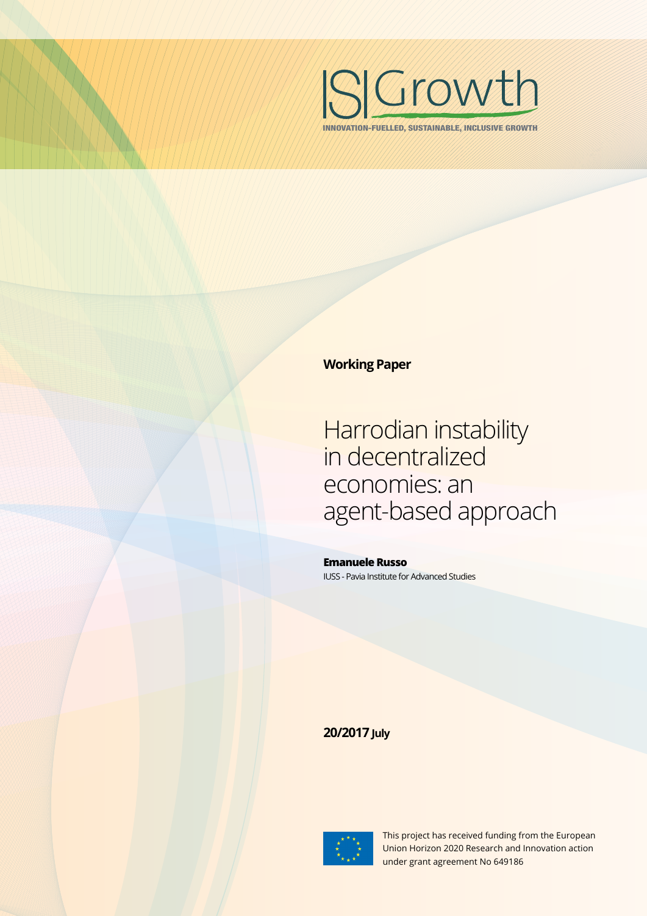ISIGrowth

INNOVATION-FUELLED, SUSTAINABLE, INCLUSIVE GROWTH

**Working Paper**

# Harrodian instability in decentralized economies: an agent-based approach

**Emanuele Russo**

IUSS - Pavia Institute for Advanced Studies

**20/2017** July

This project has received funding from the European Union Horizon 2020 Research and Innovation action under grant agreement No 649186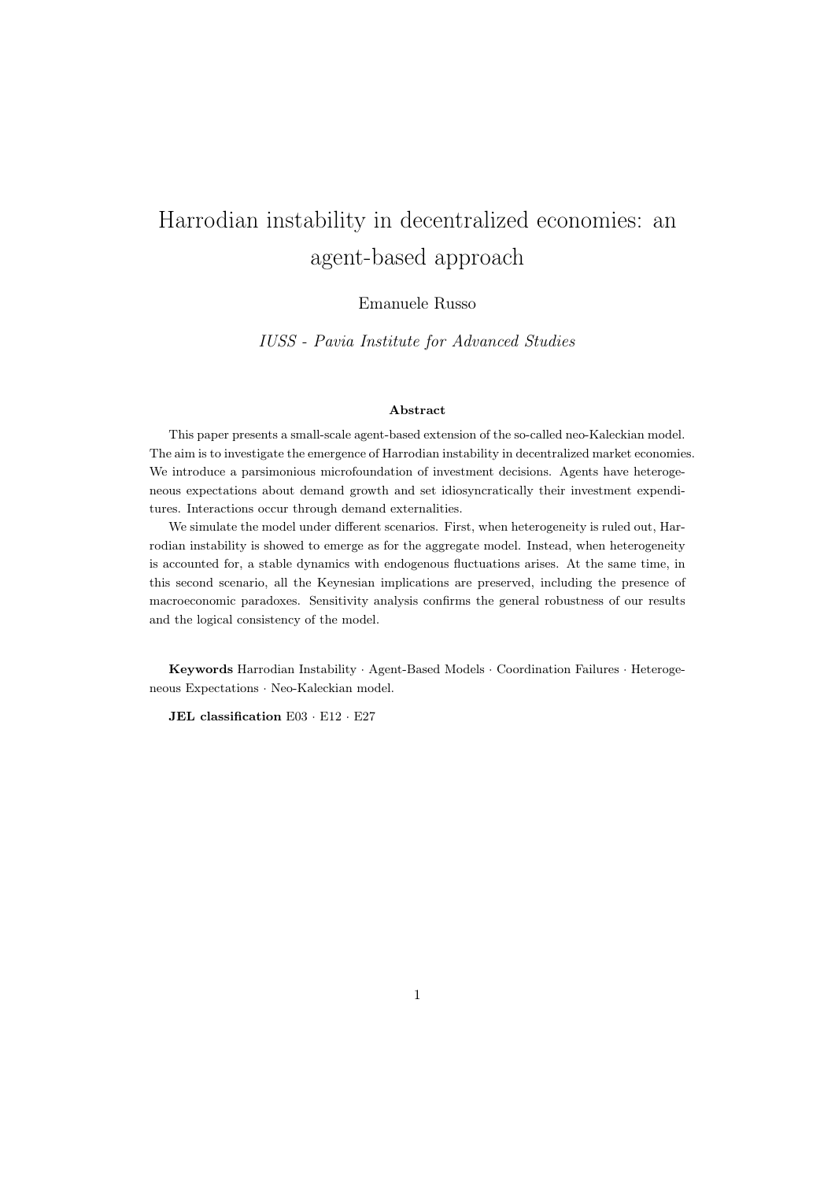# Harrodian instability in decentralized economies: an agent-based approach

Emanuele Russo

*IUSS - Pavia Institute for Advanced Studies*

**Abstract**

This paper presents a small-scale agent-based extension of the so-called neo-Kaleckian model. The aim is to investigate the emergence of Harrodian instability in decentralized market economies. We introduce a parsimonious microfoundation of investment decisions. Agents have heterogeneous expectations about demand growth and set idiosyncratically their investment expenditures. Interactions occur through demand externalities.

We simulate the model under different scenarios. First, when heterogeneity is ruled out, Harrodian instability is showed to emerge as for the aggregate model. Instead, when heterogeneity is accounted for, a stable dynamics with endogenous fluctuations arises. At the same time, in this second scenario, all the Keynesian implications are preserved, including the presence of macroeconomic paradoxes. Sensitivity analysis confirms the general robustness of our results and the logical consistency of the model.

**Keywords** Harrodian Instability · Agent-Based Models · Coordination Failures · Heterogeneous Expectations · Neo-Kaleckian model.

**JEL classification** E03 · E12 · E27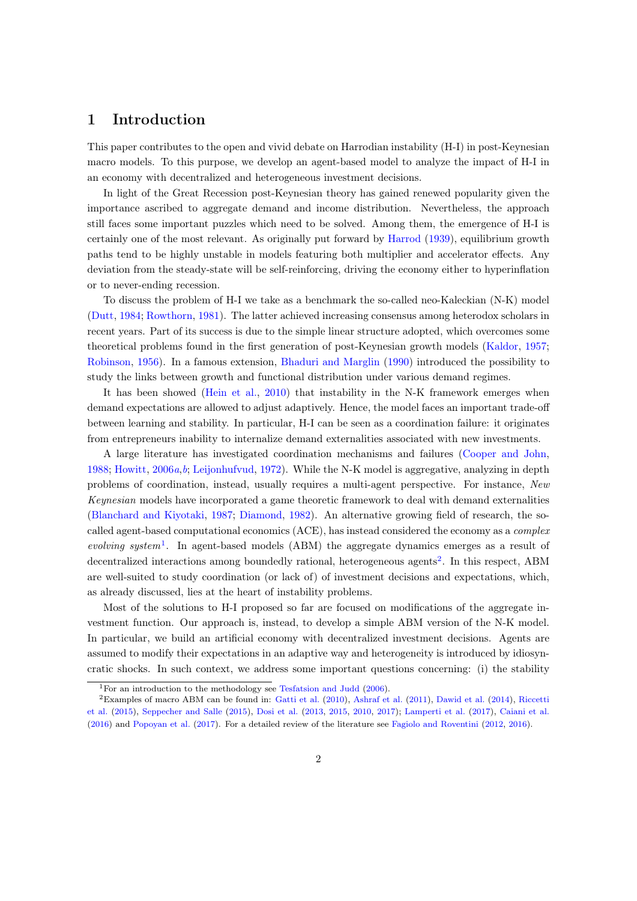# 1 Introduction

This paper contributes to the open and vivid debate on Harrodian instability (H-I) in post-Keynesian macro models. To this purpose, we develop an agent-based model to analyze the impact of H-I in an economy with decentralized and heterogeneous investment decisions.

In light of the Great Recession post-Keynesian theory has gained renewed popularity given the importance ascribed to aggregate demand and income distribution. Nevertheless, the approach still faces some important puzzles which need to be solved. Among them, the emergence of H-I is certainly one of the most relevant. As originally put forward by Harrod (1939), equilibrium growth paths tend to be highly unstable in models featuring both multiplier and accelerator effects. Any deviation from the steady-state will be self-reinforcing, driving the economy either to hyperinflation or to never-ending recession.

To discuss the problem of H-I we take as a benchmark the so-called neo-Kaleckian (N-K) model (Dutt, 1984; Rowthorn, 1981). The latter achieved increasing consensus among heterodox scholars in recent years. Part of its success is due to the simple linear structure adopted, which overcomes some theoretical problems found in the first generation of post-Keynesian growth models (Kaldor, 1957; Robinson, 1956). In a famous extension, Bhaduri and Marglin (1990) introduced the possibility to study the links between growth and functional distribution under various demand regimes.

It has been showed (Hein et al., 2010) that instability in the N-K framework emerges when demand expectations are allowed to adjust adaptively. Hence, the model faces an important trade-off between learning and stability. In particular, H-I can be seen as a coordination failure: it originates from entrepreneurs inability to internalize demand externalities associated with new investments.

A large literature has investigated coordination mechanisms and failures (Cooper and John, 1988; Howitt, 2006*a*,*b*; Leijonhufvud, 1972). While the N-K model is aggregative, analyzing in depth problems of coordination, instead, usually requires a multi-agent perspective. For instance, *New Keynesian* models have incorporated a game theoretic framework to deal with demand externalities (Blanchard and Kiyotaki, 1987; Diamond, 1982). An alternative growing field of research, the so-called agent-based computational economics (ACE), has instead considered the economy as a *complex evolving system*[1]. In agent-based models (ABM) the aggregate dynamics emerges as a result of decentralized interactions among boundedly rational, heterogeneous agents[2]. In this respect, ABM are well-suited to study coordination (or lack of) of investment decisions and expectations, which, as already discussed, lies at the heart of instability problems.

Most of the solutions to H-I proposed so far are focused on modifications of the aggregate investment function. Our approach is, instead, to develop a simple ABM version of the N-K model. In particular, we build an artificial economy with decentralized investment decisions. Agents are assumed to modify their expectations in an adaptive way and heterogeneity is introduced by idiosyncratic shocks. In such context, we address some important questions concerning: (i) the stability

[1] For an introduction to the methodology see Tesfatsion and Judd (2006).

[2] Examples of macro ABM can be found in: Gatti et al. (2010), Ashraf et al. (2011), Dawid et al. (2014), Riccetti et al. (2015), Seppecher and Salle (2015), Dosi et al. (2013, 2015, 2010, 2017); Lamperti et al. (2017), Caiani et al. (2016) and Popoyan et al. (2017). For a detailed review of the literature see Fagiolo and Roventini (2012, 2016).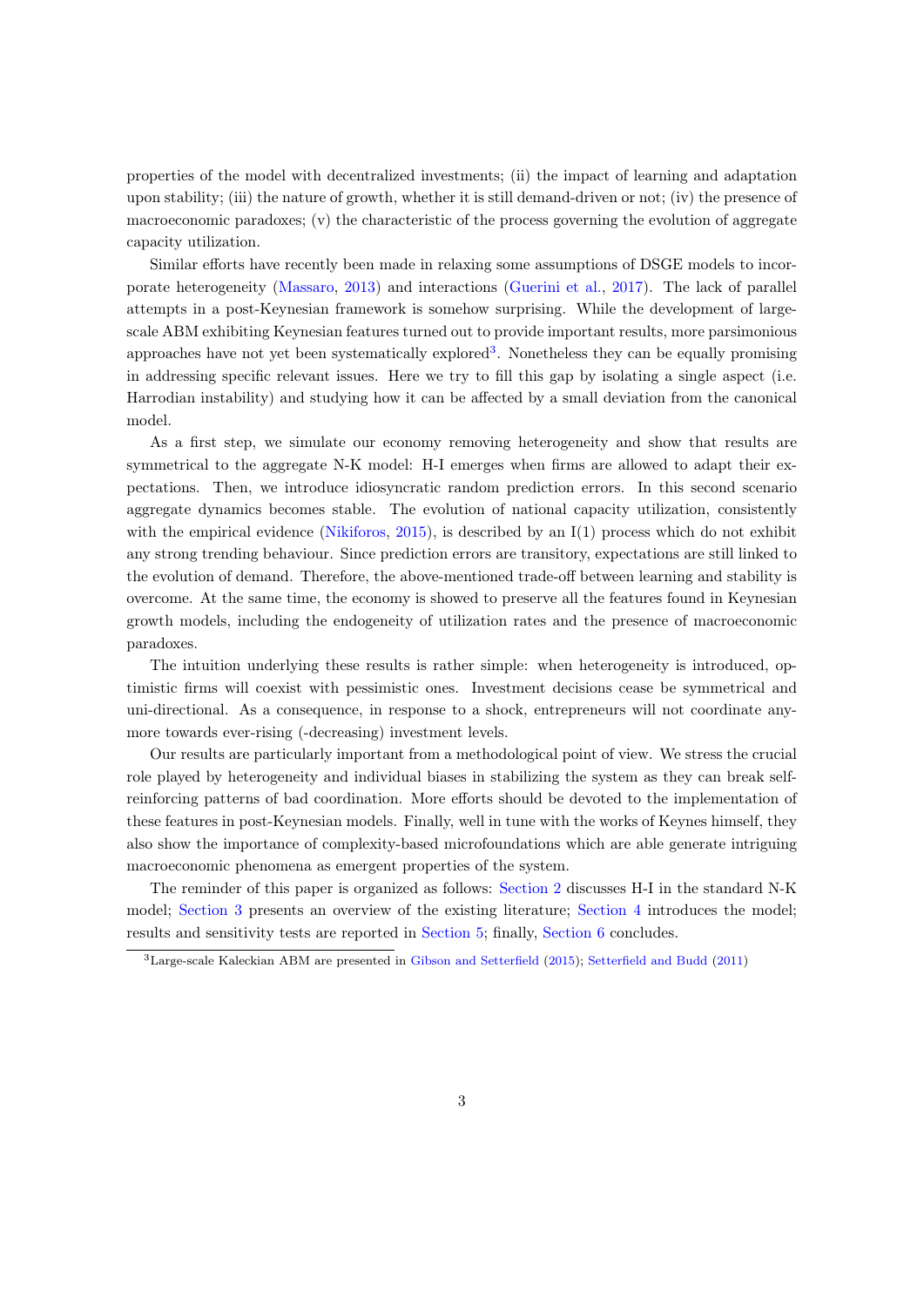properties of the model with decentralized investments; (ii) the impact of learning and adaptation upon stability; (iii) the nature of growth, whether it is still demand-driven or not; (iv) the presence of macroeconomic paradoxes; (v) the characteristic of the process governing the evolution of aggregate capacity utilization.

Similar efforts have recently been made in relaxing some assumptions of DSGE models to incorporate heterogeneity (Massaro, 2013) and interactions (Guerini et al., 2017). The lack of parallel attempts in a post-Keynesian framework is somehow surprising. While the development of large-scale ABM exhibiting Keynesian features turned out to provide important results, more parsimonious approaches have not yet been systematically explored[3]. Nonetheless they can be equally promising in addressing specific relevant issues. Here we try to fill this gap by isolating a single aspect (i.e. Harrodian instability) and studying how it can be affected by a small deviation from the canonical model.

As a first step, we simulate our economy removing heterogeneity and show that results are symmetrical to the aggregate N-K model: H-I emerges when firms are allowed to adapt their expectations. Then, we introduce idiosyncratic random prediction errors. In this second scenario aggregate dynamics becomes stable. The evolution of national capacity utilization, consistently with the empirical evidence (Nikiforos, 2015), is described by an I(1) process which do not exhibit any strong trending behaviour. Since prediction errors are transitory, expectations are still linked to the evolution of demand. Therefore, the above-mentioned trade-off between learning and stability is overcome. At the same time, the economy is showed to preserve all the features found in Keynesian growth models, including the endogeneity of utilization rates and the presence of macroeconomic paradoxes.

The intuition underlying these results is rather simple: when heterogeneity is introduced, optimistic firms will coexist with pessimistic ones. Investment decisions cease be symmetrical and uni-directional. As a consequence, in response to a shock, entrepreneurs will not coordinate anymore towards ever-rising (-decreasing) investment levels.

Our results are particularly important from a methodological point of view. We stress the crucial role played by heterogeneity and individual biases in stabilizing the system as they can break self-reinforcing patterns of bad coordination. More efforts should be devoted to the implementation of these features in post-Keynesian models. Finally, well in tune with the works of Keynes himself, they also show the importance of complexity-based microfoundations which are able generate intriguing macroeconomic phenomena as emergent properties of the system.

The reminder of this paper is organized as follows: Section 2 discusses H-I in the standard N-K model; Section 3 presents an overview of the existing literature; Section 4 introduces the model; results and sensitivity tests are reported in Section 5; finally, Section 6 concludes.

[3]Large-scale Kaleckian ABM are presented in Gibson and Setterfield (2015); Setterfield and Budd (2011)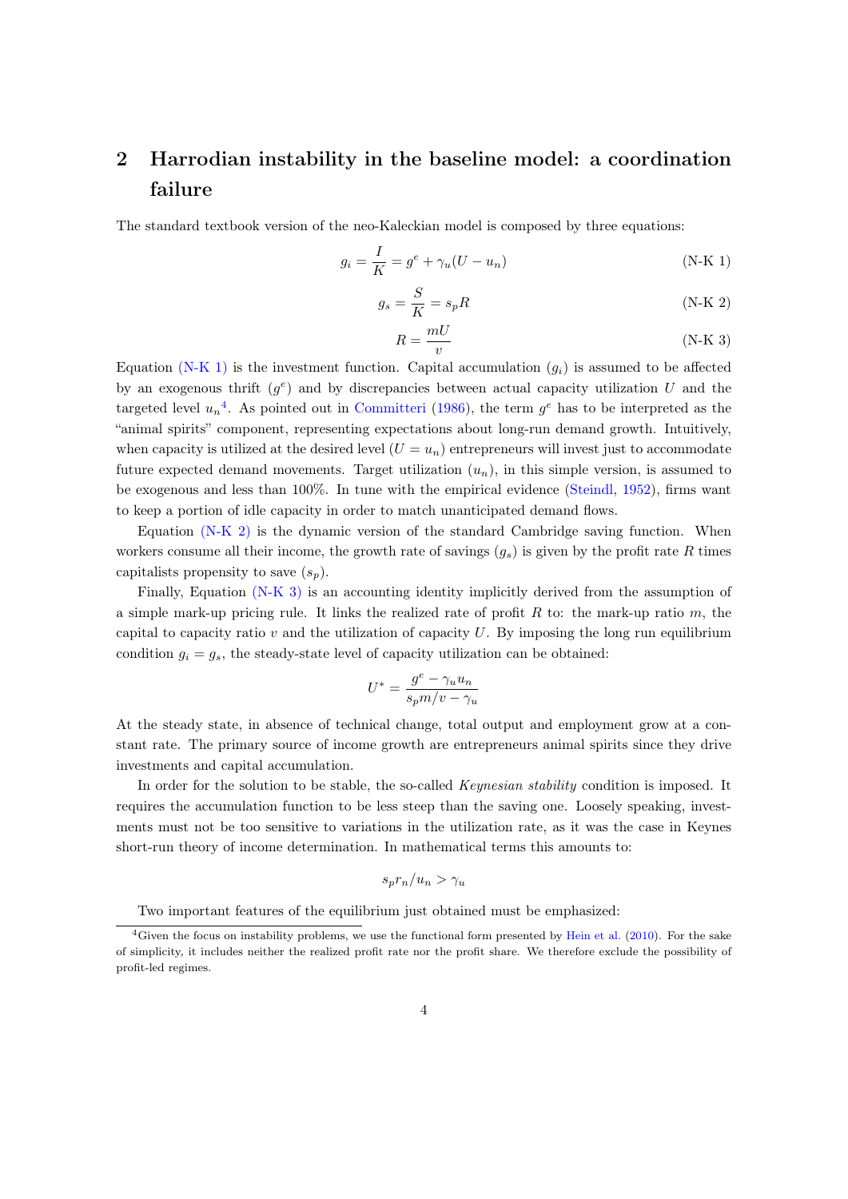## 2 Harrodian instability in the baseline model: a coordination failure

The standard textbook version of the neo-Kaleckian model is composed by three equations:

$$g_i = \frac{I}{K} = g^e + \gamma_u(U - u_n) \tag{N-K 1}$$

$$g_s = \frac{S}{K} = s_p R \tag{N-K 2}$$

$$R = \frac{mU}{v} \tag{N-K 3}$$

Equation (N-K 1) is the investment function. Capital accumulation ($g_i$) is assumed to be affected by an exogenous thrift ($g^e$) and by discrepancies between actual capacity utilization $U$ and the targeted level $u_n$[4]. As pointed out in Committeri (1986), the term $g^e$ has to be interpreted as the "animal spirits" component, representing expectations about long-run demand growth. Intuitively, when capacity is utilized at the desired level ($U = u_n$) entrepreneurs will invest just to accommodate future expected demand movements. Target utilization ($u_n$), in this simple version, is assumed to be exogenous and less than 100%. In tune with the empirical evidence (Steindl, 1952), firms want to keep a portion of idle capacity in order to match unanticipated demand flows.

Equation (N-K 2) is the dynamic version of the standard Cambridge saving function. When workers consume all their income, the growth rate of savings ($g_s$) is given by the profit rate $R$ times capitalists propensity to save ($s_p$).

Finally, Equation (N-K 3) is an accounting identity implicitly derived from the assumption of a simple mark-up pricing rule. It links the realized rate of profit $R$ to: the mark-up ratio $m$, the capital to capacity ratio $v$ and the utilization of capacity $U$. By imposing the long run equilibrium condition $g_i = g_s$, the steady-state level of capacity utilization can be obtained:

$$U^* = \frac{g^e - \gamma_u u_n}{s_p m/v - \gamma_u}$$

At the steady state, in absence of technical change, total output and employment grow at a constant rate. The primary source of income growth are entrepreneurs animal spirits since they drive investments and capital accumulation.

In order for the solution to be stable, the so-called *Keynesian stability* condition is imposed. It requires the accumulation function to be less steep than the saving one. Loosely speaking, investments must not be too sensitive to variations in the utilization rate, as it was the case in Keynes short-run theory of income determination. In mathematical terms this amounts to:

$$s_p r_n / u_n > \gamma_u$$

Two important features of the equilibrium just obtained must be emphasized:

[4] Given the focus on instability problems, we use the functional form presented by Hein et al. (2010). For the sake of simplicity, it includes neither the realized profit rate nor the profit share. We therefore exclude the possibility of profit-led regimes.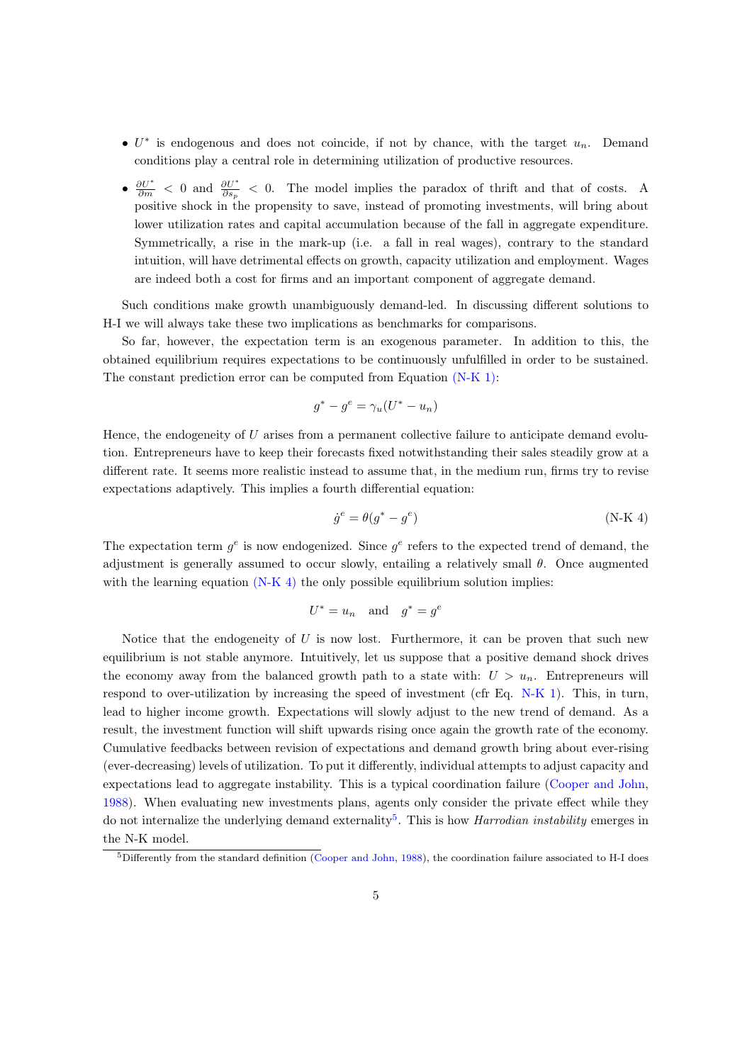- $U^*$ is endogenous and does not coincide, if not by chance, with the target $u_n$. Demand conditions play a central role in determining utilization of productive resources.

- $\frac{\partial U^*}{\partial m} < 0$ and $\frac{\partial U^*}{\partial s_p} < 0$. The model implies the paradox of thrift and that of costs. A positive shock in the propensity to save, instead of promoting investments, will bring about lower utilization rates and capital accumulation because of the fall in aggregate expenditure. Symmetrically, a rise in the mark-up (i.e. a fall in real wages), contrary to the standard intuition, will have detrimental effects on growth, capacity utilization and employment. Wages are indeed both a cost for firms and an important component of aggregate demand.

Such conditions make growth unambiguously demand-led. In discussing different solutions to H-I we will always take these two implications as benchmarks for comparisons.

So far, however, the expectation term is an exogenous parameter. In addition to this, the obtained equilibrium requires expectations to be continuously unfulfilled in order to be sustained. The constant prediction error can be computed from Equation (N-K 1):

$$g^* - g^e = \gamma_u (U^* - u_n)$$

Hence, the endogeneity of $U$ arises from a permanent collective failure to anticipate demand evolution. Entrepreneurs have to keep their forecasts fixed notwithstanding their sales steadily grow at a different rate. It seems more realistic instead to assume that, in the medium run, firms try to revise expectations adaptively. This implies a fourth differential equation:

$$\dot{g}^e = \theta(g^* - g^e) \tag{N-K 4}$$

The expectation term $g^e$ is now endogenized. Since $g^e$ refers to the expected trend of demand, the adjustment is generally assumed to occur slowly, entailing a relatively small $\theta$. Once augmented with the learning equation (N-K 4) the only possible equilibrium solution implies:

$$U^* = u_n \quad \text{and} \quad g^* = g^e$$

Notice that the endogeneity of $U$ is now lost. Furthermore, it can be proven that such new equilibrium is not stable anymore. Intuitively, let us suppose that a positive demand shock drives the economy away from the balanced growth path to a state with: $U > u_n$. Entrepreneurs will respond to over-utilization by increasing the speed of investment (cfr Eq. N-K 1). This, in turn, lead to higher income growth. Expectations will slowly adjust to the new trend of demand. As a result, the investment function will shift upwards rising once again the growth rate of the economy. Cumulative feedbacks between revision of expectations and demand growth bring about ever-rising (ever-decreasing) levels of utilization. To put it differently, individual attempts to adjust capacity and expectations lead to aggregate instability. This is a typical coordination failure (Cooper and John, 1988). When evaluating new investments plans, agents only consider the private effect while they do not internalize the underlying demand externality[5]. This is how *Harrodian instability* emerges in the N-K model.

[5]Differently from the standard definition (Cooper and John, 1988), the coordination failure associated to H-I does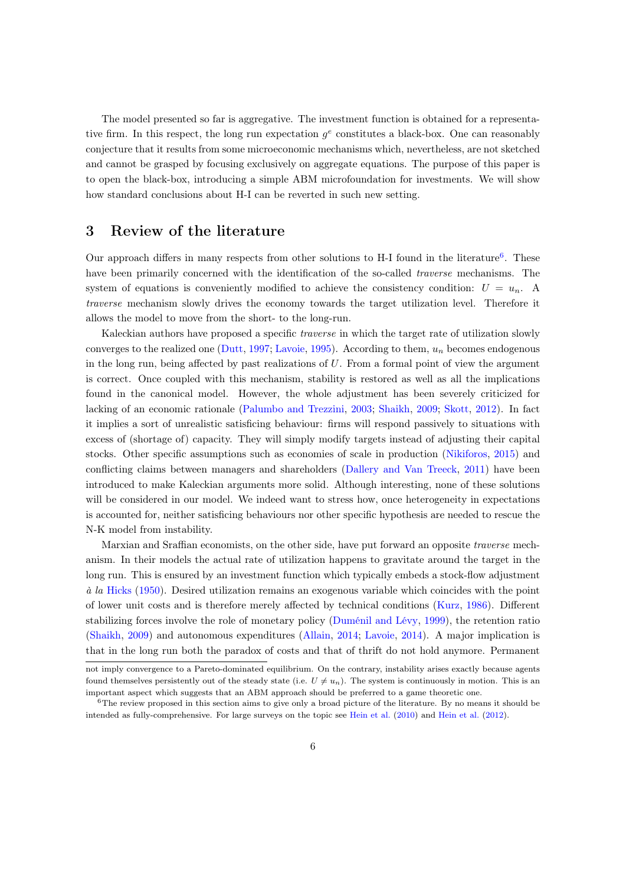The model presented so far is aggregative. The investment function is obtained for a representative firm. In this respect, the long run expectation $g^e$ constitutes a black-box. One can reasonably conjecture that it results from some microeconomic mechanisms which, nevertheless, are not sketched and cannot be grasped by focusing exclusively on aggregate equations. The purpose of this paper is to open the black-box, introducing a simple ABM microfoundation for investments. We will show how standard conclusions about H-I can be reverted in such new setting.

## 3 Review of the literature

Our approach differs in many respects from other solutions to H-I found in the literature[6]. These have been primarily concerned with the identification of the so-called *traverse* mechanisms. The system of equations is conveniently modified to achieve the consistency condition: $U = u_n$. A *traverse* mechanism slowly drives the economy towards the target utilization level. Therefore it allows the model to move from the short- to the long-run.

Kaleckian authors have proposed a specific *traverse* in which the target rate of utilization slowly converges to the realized one (Dutt, 1997; Lavoie, 1995). According to them, $u_n$ becomes endogenous in the long run, being affected by past realizations of $U$. From a formal point of view the argument is correct. Once coupled with this mechanism, stability is restored as well as all the implications found in the canonical model. However, the whole adjustment has been severely criticized for lacking of an economic rationale (Palumbo and Trezzini, 2003; Shaikh, 2009; Skott, 2012). In fact it implies a sort of unrealistic satisficing behaviour: firms will respond passively to situations with excess of (shortage of) capacity. They will simply modify targets instead of adjusting their capital stocks. Other specific assumptions such as economies of scale in production (Nikiforos, 2015) and conflicting claims between managers and shareholders (Dallery and Van Treeck, 2011) have been introduced to make Kaleckian arguments more solid. Although interesting, none of these solutions will be considered in our model. We indeed want to stress how, once heterogeneity in expectations is accounted for, neither satisficing behaviours nor other specific hypothesis are needed to rescue the N-K model from instability.

Marxian and Sraffian economists, on the other side, have put forward an opposite *traverse* mechanism. In their models the actual rate of utilization happens to gravitate around the target in the long run. This is ensured by an investment function which typically embeds a stock-flow adjustment *à la* Hicks (1950). Desired utilization remains an exogenous variable which coincides with the point of lower unit costs and is therefore merely affected by technical conditions (Kurz, 1986). Different stabilizing forces involve the role of monetary policy (Duménil and Lévy, 1999), the retention ratio (Shaikh, 2009) and autonomous expenditures (Allain, 2014; Lavoie, 2014). A major implication is that in the long run both the paradox of costs and that of thrift do not hold anymore. Permanent

not imply convergence to a Pareto-dominated equilibrium. On the contrary, instability arises exactly because agents found themselves persistently out of the steady state (i.e. $U \neq u_n$). The system is continuously in motion. This is an important aspect which suggests that an ABM approach should be preferred to a game theoretic one.

[6] The review proposed in this section aims to give only a broad picture of the literature. By no means it should be intended as fully-comprehensive. For large surveys on the topic see Hein et al. (2010) and Hein et al. (2012).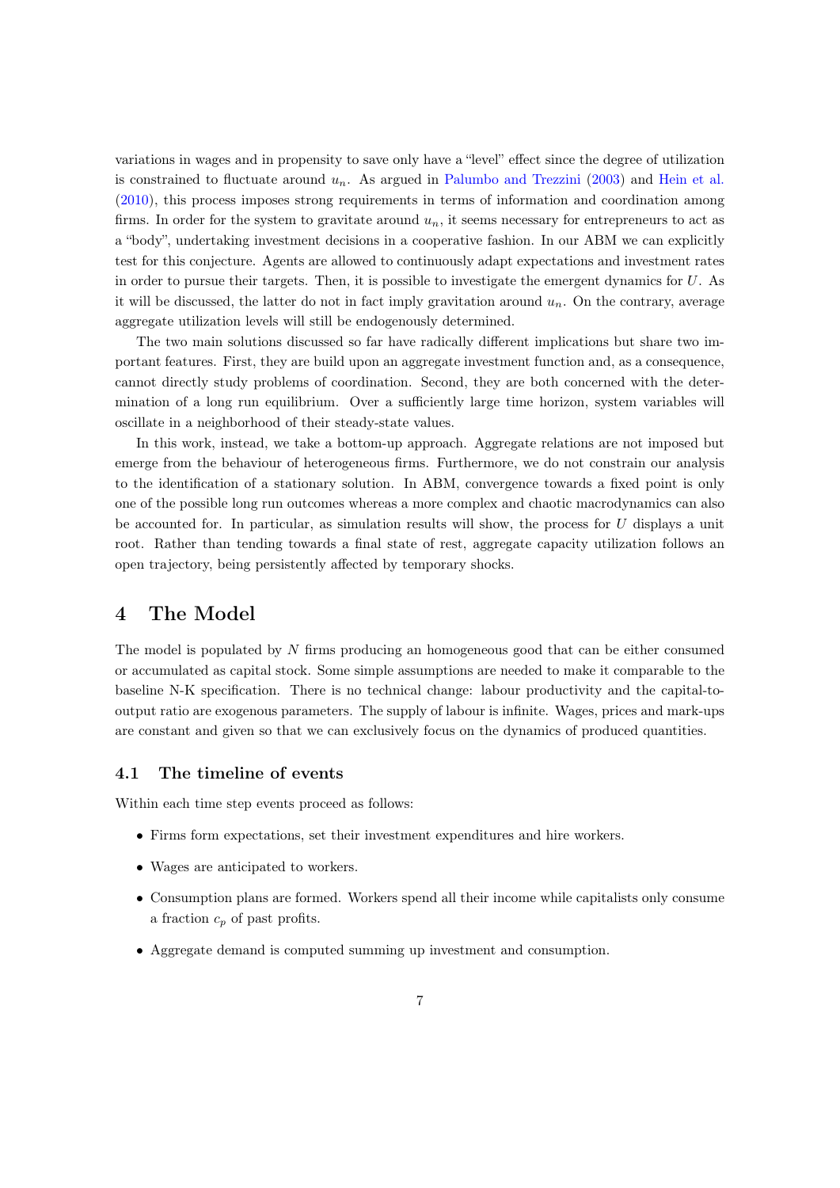variations in wages and in propensity to save only have a "level" effect since the degree of utilization is constrained to fluctuate around $u_n$. As argued in Palumbo and Trezzini (2003) and Hein et al. (2010), this process imposes strong requirements in terms of information and coordination among firms. In order for the system to gravitate around $u_n$, it seems necessary for entrepreneurs to act as a "body", undertaking investment decisions in a cooperative fashion. In our ABM we can explicitly test for this conjecture. Agents are allowed to continuously adapt expectations and investment rates in order to pursue their targets. Then, it is possible to investigate the emergent dynamics for $U$. As it will be discussed, the latter do not in fact imply gravitation around $u_n$. On the contrary, average aggregate utilization levels will still be endogenously determined.

The two main solutions discussed so far have radically different implications but share two important features. First, they are build upon an aggregate investment function and, as a consequence, cannot directly study problems of coordination. Second, they are both concerned with the determination of a long run equilibrium. Over a sufficiently large time horizon, system variables will oscillate in a neighborhood of their steady-state values.

In this work, instead, we take a bottom-up approach. Aggregate relations are not imposed but emerge from the behaviour of heterogeneous firms. Furthermore, we do not constrain our analysis to the identification of a stationary solution. In ABM, convergence towards a fixed point is only one of the possible long run outcomes whereas a more complex and chaotic macrodynamics can also be accounted for. In particular, as simulation results will show, the process for $U$ displays a unit root. Rather than tending towards a final state of rest, aggregate capacity utilization follows an open trajectory, being persistently affected by temporary shocks.

# 4 The Model

The model is populated by $N$ firms producing an homogeneous good that can be either consumed or accumulated as capital stock. Some simple assumptions are needed to make it comparable to the baseline N-K specification. There is no technical change: labour productivity and the capital-to-output ratio are exogenous parameters. The supply of labour is infinite. Wages, prices and mark-ups are constant and given so that we can exclusively focus on the dynamics of produced quantities.

## 4.1 The timeline of events

Within each time step events proceed as follows:

- Firms form expectations, set their investment expenditures and hire workers.
- Wages are anticipated to workers.
- Consumption plans are formed. Workers spend all their income while capitalists only consume a fraction $c_p$ of past profits.
- Aggregate demand is computed summing up investment and consumption.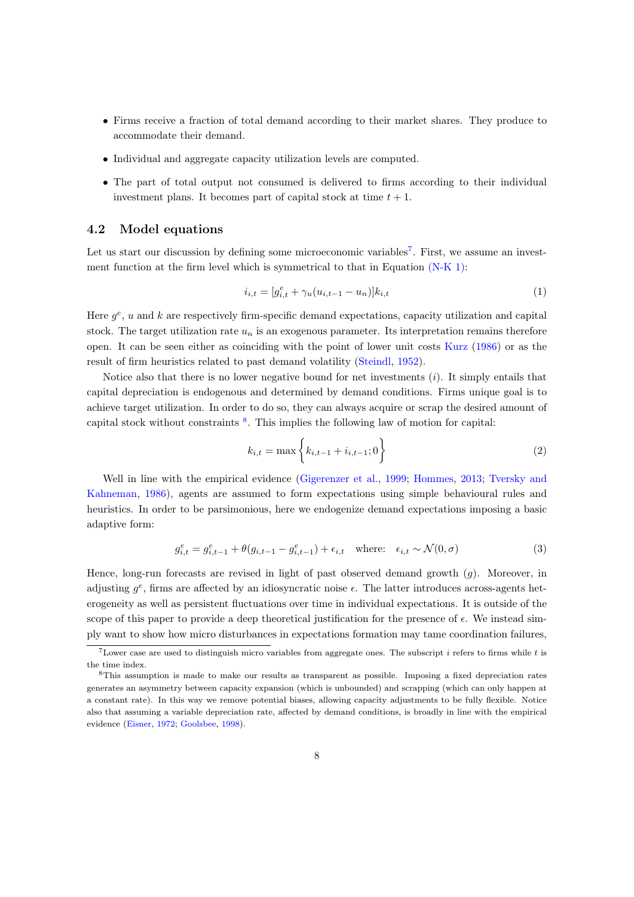- Firms receive a fraction of total demand according to their market shares. They produce to accommodate their demand.
- Individual and aggregate capacity utilization levels are computed.
- The part of total output not consumed is delivered to firms according to their individual investment plans. It becomes part of capital stock at time $t+1$.

### 4.2 Model equations

Let us start our discussion by defining some microeconomic variables[7]. First, we assume an investment function at the firm level which is symmetrical to that in Equation (N-K 1):

$$i_{i,t} = [g^e_{i,t} + \gamma_u(u_{i,t-1} - u_n)]k_{i,t} \tag{1}$$

Here $g^e$, $u$ and $k$ are respectively firm-specific demand expectations, capacity utilization and capital stock. The target utilization rate $u_n$ is an exogenous parameter. Its interpretation remains therefore open. It can be seen either as coinciding with the point of lower unit costs Kurz (1986) or as the result of firm heuristics related to past demand volatility (Steindl, 1952).

Notice also that there is no lower negative bound for net investments ($i$). It simply entails that capital depreciation is endogenous and determined by demand conditions. Firms unique goal is to achieve target utilization. In order to do so, they can always acquire or scrap the desired amount of capital stock without constraints [8]. This implies the following law of motion for capital:

$$k_{i,t} = \max\left\{k_{i,t-1} + i_{i,t-1}; 0\right\} \tag{2}$$

Well in line with the empirical evidence (Gigerenzer et al., 1999; Hommes, 2013; Tversky and Kahneman, 1986), agents are assumed to form expectations using simple behavioural rules and heuristics. In order to be parsimonious, here we endogenize demand expectations imposing a basic adaptive form:

$$g^e_{i,t} = g^e_{i,t-1} + \theta(g_{i,t-1} - g^e_{i,t-1}) + \epsilon_{i,t} \quad \text{where:} \quad \epsilon_{i,t} \sim \mathcal{N}(0, \sigma) \tag{3}$$

Hence, long-run forecasts are revised in light of past observed demand growth ($g$). Moreover, in adjusting $g^e$, firms are affected by an idiosyncratic noise $\epsilon$. The latter introduces across-agents heterogeneity as well as persistent fluctuations over time in individual expectations. It is outside of the scope of this paper to provide a deep theoretical justification for the presence of $\epsilon$. We instead simply want to show how micro disturbances in expectations formation may tame coordination failures,

[7] Lower case are used to distinguish micro variables from aggregate ones. The subscript $i$ refers to firms while $t$ is the time index.

[8] This assumption is made to make our results as transparent as possible. Imposing a fixed depreciation rates generates an asymmetry between capacity expansion (which is unbounded) and scrapping (which can only happen at a constant rate). In this way we remove potential biases, allowing capacity adjustments to be fully flexible. Notice also that assuming a variable depreciation rate, affected by demand conditions, is broadly in line with the empirical evidence (Eisner, 1972; Goolsbee, 1998).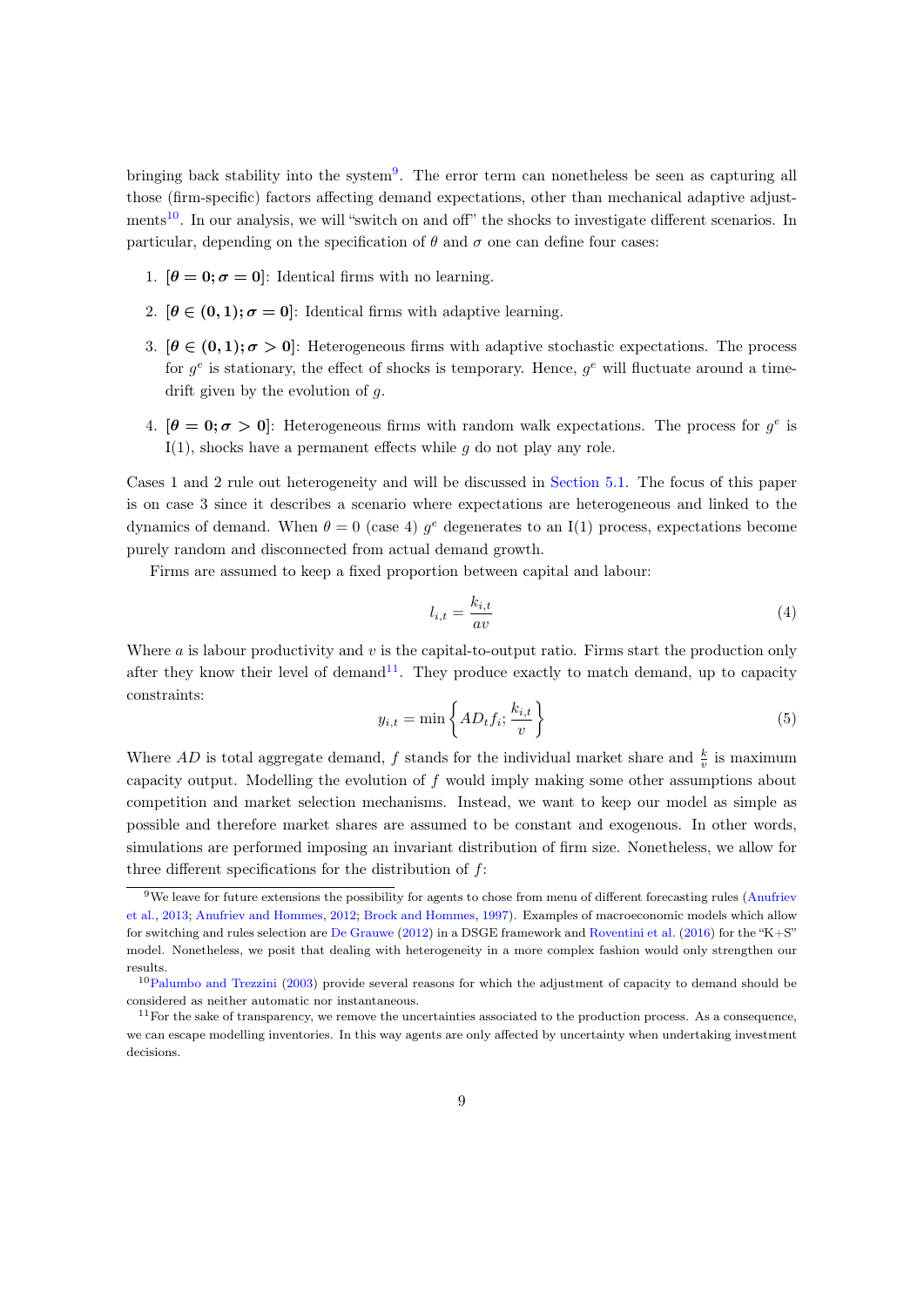bringing back stability into the system[9]. The error term can nonetheless be seen as capturing all those (firm-specific) factors affecting demand expectations, other than mechanical adaptive adjustments[10]. In our analysis, we will "switch on and off" the shocks to investigate different scenarios. In particular, depending on the specification of $\theta$ and $\sigma$ one can define four cases:

1. $[\boldsymbol{\theta = 0; \sigma = 0}]$: Identical firms with no learning.
2. $[\boldsymbol{\theta \in (0, 1); \sigma = 0}]$: Identical firms with adaptive learning.
3. $[\boldsymbol{\theta \in (0, 1); \sigma > 0}]$: Heterogeneous firms with adaptive stochastic expectations. The process for $g^e$ is stationary, the effect of shocks is temporary. Hence, $g^e$ will fluctuate around a time-drift given by the evolution of $g$.
4. $[\boldsymbol{\theta = 0; \sigma > 0}]$: Heterogeneous firms with random walk expectations. The process for $g^e$ is I(1), shocks have a permanent effects while $g$ do not play any role.

Cases 1 and 2 rule out heterogeneity and will be discussed in Section 5.1. The focus of this paper is on case 3 since it describes a scenario where expectations are heterogeneous and linked to the dynamics of demand. When $\theta = 0$ (case 4) $g^e$ degenerates to an I(1) process, expectations become purely random and disconnected from actual demand growth.

Firms are assumed to keep a fixed proportion between capital and labour:

$$l_{i,t} = \frac{k_{i,t}}{av} \tag{4}$$

Where $a$ is labour productivity and $v$ is the capital-to-output ratio. Firms start the production only after they know their level of demand[11]. They produce exactly to match demand, up to capacity constraints:

$$y_{i,t} = \min \left\{ AD_t f_i; \frac{k_{i,t}}{v} \right\} \tag{5}$$

Where $AD$ is total aggregate demand, $f$ stands for the individual market share and $\frac{k}{v}$ is maximum capacity output. Modelling the evolution of $f$ would imply making some other assumptions about competition and market selection mechanisms. Instead, we want to keep our model as simple as possible and therefore market shares are assumed to be constant and exogenous. In other words, simulations are performed imposing an invariant distribution of firm size. Nonetheless, we allow for three different specifications for the distribution of $f$:

---

[9] We leave for future extensions the possibility for agents to chose from menu of different forecasting rules (Anufriev et al., 2013; Anufriev and Hommes, 2012; Brock and Hommes, 1997). Examples of macroeconomic models which allow for switching and rules selection are De Grauwe (2012) in a DSGE framework and Roventini et al. (2016) for the "K+S" model. Nonetheless, we posit that dealing with heterogeneity in a more complex fashion would only strengthen our results.

[10] Palumbo and Trezzini (2003) provide several reasons for which the adjustment of capacity to demand should be considered as neither automatic nor instantaneous.

[11] For the sake of transparency, we remove the uncertainties associated to the production process. As a consequence, we can escape modelling inventories. In this way agents are only affected by uncertainty when undertaking investment decisions.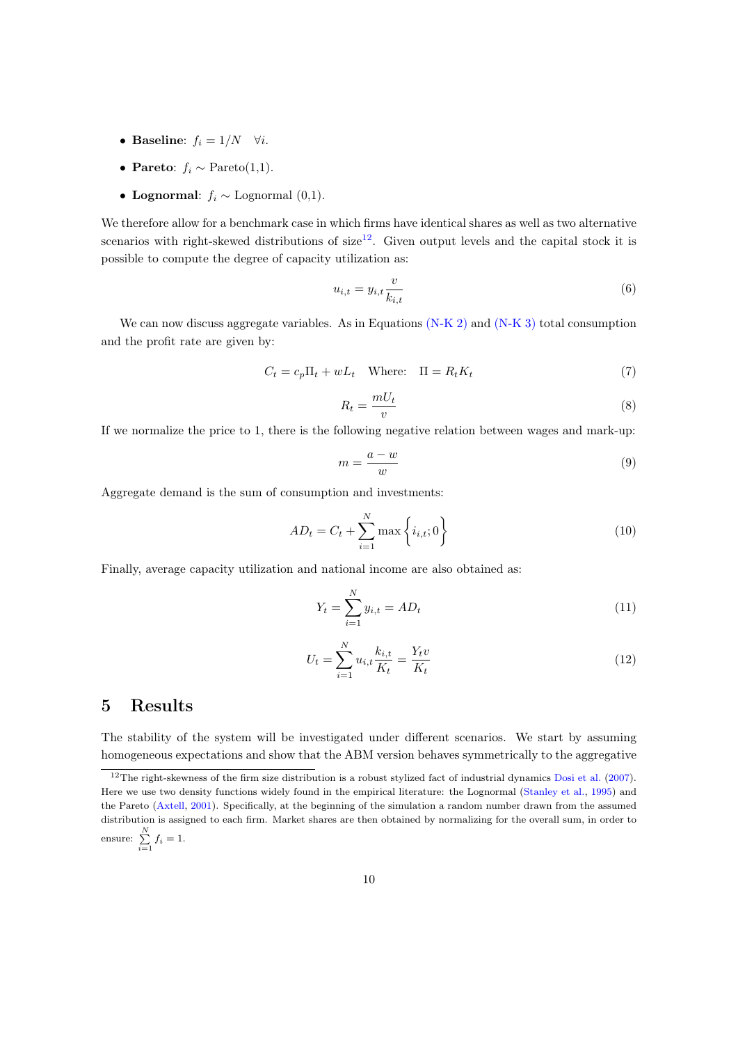- **Baseline**: $f_i = 1/N \quad \forall i$.
- **Pareto**: $f_i \sim$ Pareto(1,1).
- **Lognormal**: $f_i \sim$ Lognormal (0,1).

We therefore allow for a benchmark case in which firms have identical shares as well as two alternative scenarios with right-skewed distributions of size[12]. Given output levels and the capital stock it is possible to compute the degree of capacity utilization as:

$$u_{i,t} = y_{i,t} \frac{v}{k_{i,t}} \tag{6}$$

We can now discuss aggregate variables. As in Equations (N-K 2) and (N-K 3) total consumption and the profit rate are given by:

$$C_t = c_p \Pi_t + wL_t \quad \text{Where:} \quad \Pi = R_t K_t \tag{7}$$

$$R_t = \frac{mU_t}{v} \tag{8}$$

If we normalize the price to 1, there is the following negative relation between wages and mark-up:

$$m = \frac{a - w}{w} \tag{9}$$

Aggregate demand is the sum of consumption and investments:

$$AD_t = C_t + \sum_{i=1}^{N} \max \left\{ i_{i,t}; 0 \right\} \tag{10}$$

Finally, average capacity utilization and national income are also obtained as:

$$Y_t = \sum_{i=1}^{N} y_{i,t} = AD_t \tag{11}$$

$$U_t = \sum_{i=1}^{N} u_{i,t} \frac{k_{i,t}}{K_t} = \frac{Y_t v}{K_t} \tag{12}$$

## 5 Results

The stability of the system will be investigated under different scenarios. We start by assuming homogeneous expectations and show that the ABM version behaves symmetrically to the aggregative

[12] The right-skewness of the firm size distribution is a robust stylized fact of industrial dynamics Dosi et al. (2007). Here we use two density functions widely found in the empirical literature: the Lognormal (Stanley et al., 1995) and the Pareto (Axtell, 2001). Specifically, at the beginning of the simulation a random number drawn from the assumed distribution is assigned to each firm. Market shares are then obtained by normalizing for the overall sum, in order to ensure: $\sum_{i=1}^{N} f_i = 1$.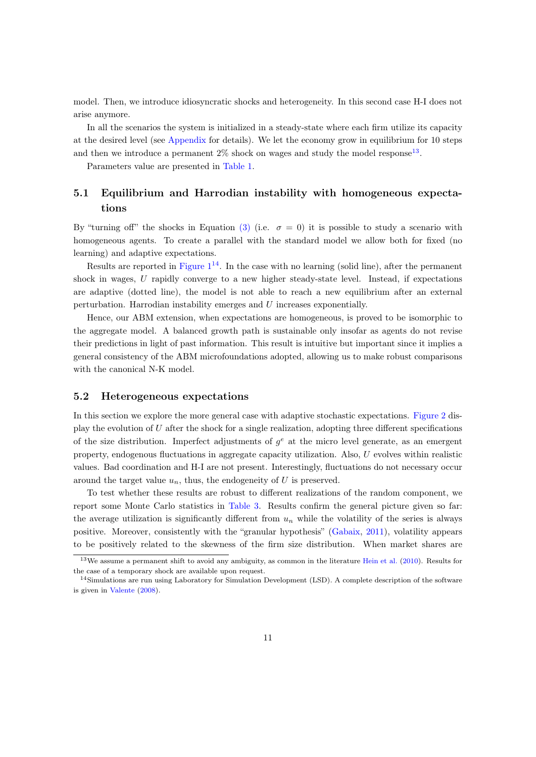model. Then, we introduce idiosyncratic shocks and heterogeneity. In this second case H-I does not arise anymore.

In all the scenarios the system is initialized in a steady-state where each firm utilize its capacity at the desired level (see Appendix for details). We let the economy grow in equilibrium for 10 steps and then we introduce a permanent 2% shock on wages and study the model response[13].

Parameters value are presented in Table 1.

## 5.1 Equilibrium and Harrodian instability with homogeneous expectations

By "turning off" the shocks in Equation (3) (i.e. $\sigma = 0$) it is possible to study a scenario with homogeneous agents. To create a parallel with the standard model we allow both for fixed (no learning) and adaptive expectations.

Results are reported in Figure 1[14]. In the case with no learning (solid line), after the permanent shock in wages, $U$ rapidly converge to a new higher steady-state level. Instead, if expectations are adaptive (dotted line), the model is not able to reach a new equilibrium after an external perturbation. Harrodian instability emerges and $U$ increases exponentially.

Hence, our ABM extension, when expectations are homogeneous, is proved to be isomorphic to the aggregate model. A balanced growth path is sustainable only insofar as agents do not revise their predictions in light of past information. This result is intuitive but important since it implies a general consistency of the ABM microfoundations adopted, allowing us to make robust comparisons with the canonical N-K model.

## 5.2 Heterogeneous expectations

In this section we explore the more general case with adaptive stochastic expectations. Figure 2 display the evolution of $U$ after the shock for a single realization, adopting three different specifications of the size distribution. Imperfect adjustments of $g^e$ at the micro level generate, as an emergent property, endogenous fluctuations in aggregate capacity utilization. Also, $U$ evolves within realistic values. Bad coordination and H-I are not present. Interestingly, fluctuations do not necessary occur around the target value $u_n$, thus, the endogeneity of $U$ is preserved.

To test whether these results are robust to different realizations of the random component, we report some Monte Carlo statistics in Table 3. Results confirm the general picture given so far: the average utilization is significantly different from $u_n$ while the volatility of the series is always positive. Moreover, consistently with the "granular hypothesis" (Gabaix, 2011), volatility appears to be positively related to the skewness of the firm size distribution. When market shares are

[13] We assume a permanent shift to avoid any ambiguity, as common in the literature Hein et al. (2010). Results for the case of a temporary shock are available upon request.

[14] Simulations are run using Laboratory for Simulation Development (LSD). A complete description of the software is given in Valente (2008).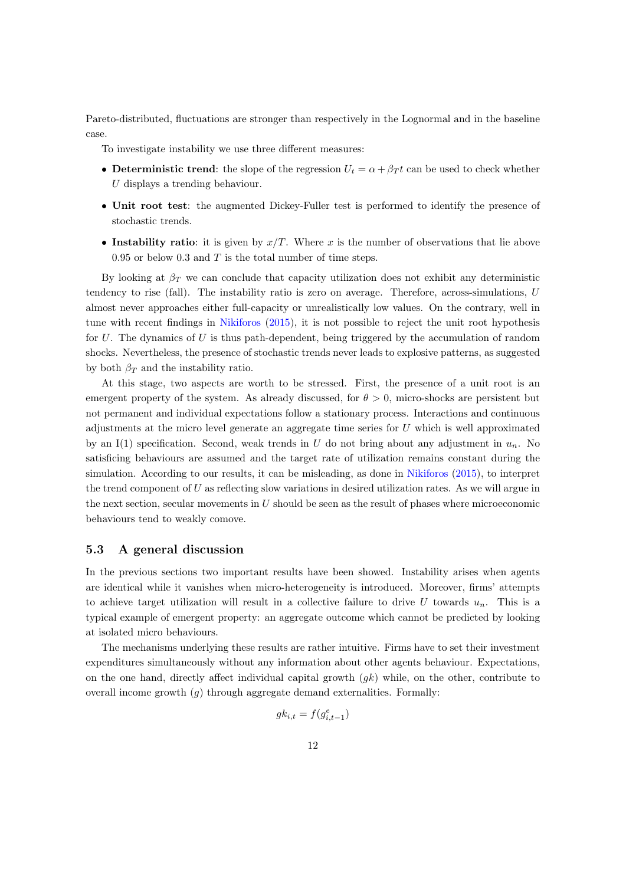Pareto-distributed, fluctuations are stronger than respectively in the Lognormal and in the baseline case.

To investigate instability we use three different measures:

- **Deterministic trend**: the slope of the regression $U_t = \alpha + \beta_T t$ can be used to check whether $U$ displays a trending behaviour.
- **Unit root test**: the augmented Dickey-Fuller test is performed to identify the presence of stochastic trends.
- **Instability ratio**: it is given by $x/T$. Where $x$ is the number of observations that lie above 0.95 or below 0.3 and $T$ is the total number of time steps.

By looking at $\beta_T$ we can conclude that capacity utilization does not exhibit any deterministic tendency to rise (fall). The instability ratio is zero on average. Therefore, across-simulations, $U$ almost never approaches either full-capacity or unrealistically low values. On the contrary, well in tune with recent findings in Nikiforos (2015), it is not possible to reject the unit root hypothesis for $U$. The dynamics of $U$ is thus path-dependent, being triggered by the accumulation of random shocks. Nevertheless, the presence of stochastic trends never leads to explosive patterns, as suggested by both $\beta_T$ and the instability ratio.

At this stage, two aspects are worth to be stressed. First, the presence of a unit root is an emergent property of the system. As already discussed, for $\theta > 0$, micro-shocks are persistent but not permanent and individual expectations follow a stationary process. Interactions and continuous adjustments at the micro level generate an aggregate time series for $U$ which is well approximated by an I(1) specification. Second, weak trends in $U$ do not bring about any adjustment in $u_n$. No satisficing behaviours are assumed and the target rate of utilization remains constant during the simulation. According to our results, it can be misleading, as done in Nikiforos (2015), to interpret the trend component of $U$ as reflecting slow variations in desired utilization rates. As we will argue in the next section, secular movements in $U$ should be seen as the result of phases where microeconomic behaviours tend to weakly comove.

### 5.3 A general discussion

In the previous sections two important results have been showed. Instability arises when agents are identical while it vanishes when micro-heterogeneity is introduced. Moreover, firms' attempts to achieve target utilization will result in a collective failure to drive $U$ towards $u_n$. This is a typical example of emergent property: an aggregate outcome which cannot be predicted by looking at isolated micro behaviours.

The mechanisms underlying these results are rather intuitive. Firms have to set their investment expenditures simultaneously without any information about other agents behaviour. Expectations, on the one hand, directly affect individual capital growth ($gk$) while, on the other, contribute to overall income growth ($g$) through aggregate demand externalities. Formally:

$$gk_{i,t} = f(g^e_{i,t-1})$$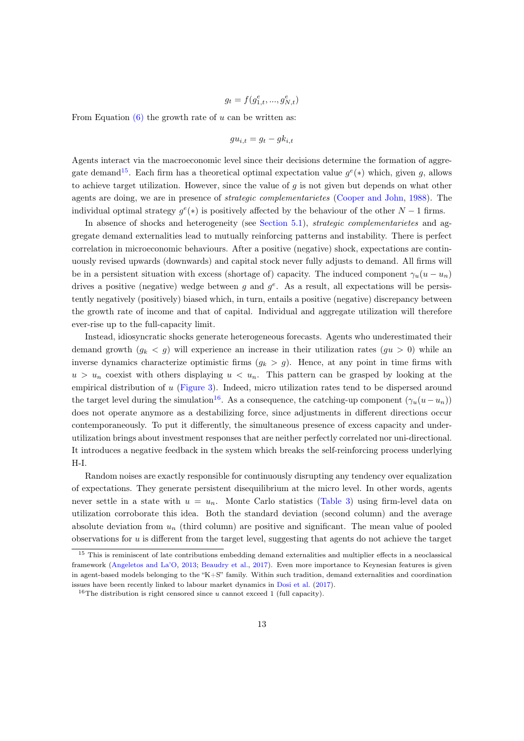$$g_t = f(g^e_{1,t}, ..., g^e_{N,t})$$

From Equation (6) the growth rate of $u$ can be written as:

$$gu_{i,t} = g_t - gk_{i,t}$$

Agents interact via the macroeconomic level since their decisions determine the formation of aggregate demand[15]. Each firm has a theoretical optimal expectation value $g^e(*)$ which, given $g$, allows to achieve target utilization. However, since the value of $g$ is not given but depends on what other agents are doing, we are in presence of *strategic complementarietes* (Cooper and John, 1988). The individual optimal strategy $g^e(*)$ is positively affected by the behaviour of the other $N-1$ firms.

In absence of shocks and heterogeneity (see Section 5.1), *strategic complementarietes* and aggregate demand externalities lead to mutually reinforcing patterns and instability. There is perfect correlation in microeconomic behaviours. After a positive (negative) shock, expectations are continuously revised upwards (downwards) and capital stock never fully adjusts to demand. All firms will be in a persistent situation with excess (shortage of) capacity. The induced component $\gamma_u(u - u_n)$ drives a positive (negative) wedge between $g$ and $g^e$. As a result, all expectations will be persistently negatively (positively) biased which, in turn, entails a positive (negative) discrepancy between the growth rate of income and that of capital. Individual and aggregate utilization will therefore ever-rise up to the full-capacity limit.

Instead, idiosyncratic shocks generate heterogeneous forecasts. Agents who underestimated their demand growth ($g_k < g$) will experience an increase in their utilization rates ($gu > 0$) while an inverse dynamics characterize optimistic firms ($g_k > g$). Hence, at any point in time firms with $u > u_n$ coexist with others displaying $u < u_n$. This pattern can be grasped by looking at the empirical distribution of $u$ (Figure 3). Indeed, micro utilization rates tend to be dispersed around the target level during the simulation[16]. As a consequence, the catching-up component ($\gamma_u(u-u_n)$) does not operate anymore as a destabilizing force, since adjustments in different directions occur contemporaneously. To put it differently, the simultaneous presence of excess capacity and under-utilization brings about investment responses that are neither perfectly correlated nor uni-directional. It introduces a negative feedback in the system which breaks the self-reinforcing process underlying H-I.

Random noises are exactly responsible for continuously disrupting any tendency over equalization of expectations. They generate persistent disequilibrium at the micro level. In other words, agents never settle in a state with $u = u_n$. Monte Carlo statistics (Table 3) using firm-level data on utilization corroborate this idea. Both the standard deviation (second column) and the average absolute deviation from $u_n$ (third column) are positive and significant. The mean value of pooled observations for $u$ is different from the target level, suggesting that agents do not achieve the target

[15] This is reminiscent of late contributions embedding demand externalities and multiplier effects in a neoclassical framework (Angeletos and La'O, 2013; Beaudry et al., 2017). Even more importance to Keynesian features is given in agent-based models belonging to the "K+S" family. Within such tradition, demand externalities and coordination issues have been recently linked to labour market dynamics in Dosi et al. (2017).

[16] The distribution is right censored since $u$ cannot exceed 1 (full capacity).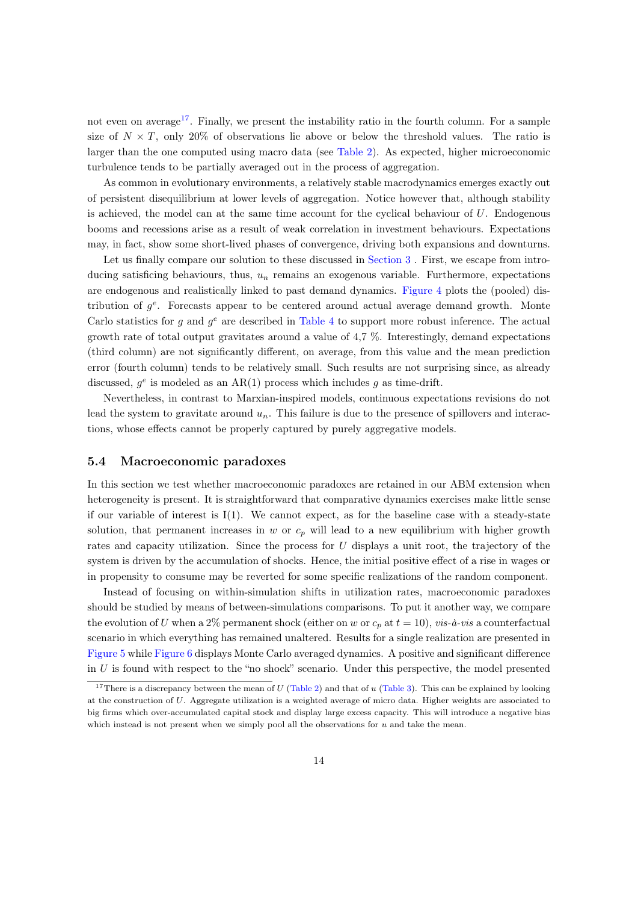not even on average[17]. Finally, we present the instability ratio in the fourth column. For a sample size of $N \times T$, only 20% of observations lie above or below the threshold values. The ratio is larger than the one computed using macro data (see Table 2). As expected, higher microeconomic turbulence tends to be partially averaged out in the process of aggregation.

As common in evolutionary environments, a relatively stable macrodynamics emerges exactly out of persistent disequilibrium at lower levels of aggregation. Notice however that, although stability is achieved, the model can at the same time account for the cyclical behaviour of $U$. Endogenous booms and recessions arise as a result of weak correlation in investment behaviours. Expectations may, in fact, show some short-lived phases of convergence, driving both expansions and downturns.

Let us finally compare our solution to these discussed in Section 3 . First, we escape from introducing satisficing behaviours, thus, $u_n$ remains an exogenous variable. Furthermore, expectations are endogenous and realistically linked to past demand dynamics. Figure 4 plots the (pooled) distribution of $g^e$. Forecasts appear to be centered around actual average demand growth. Monte Carlo statistics for $g$ and $g^e$ are described in Table 4 to support more robust inference. The actual growth rate of total output gravitates around a value of 4,7 %. Interestingly, demand expectations (third column) are not significantly different, on average, from this value and the mean prediction error (fourth column) tends to be relatively small. Such results are not surprising since, as already discussed, $g^e$ is modeled as an AR(1) process which includes $g$ as time-drift.

Nevertheless, in contrast to Marxian-inspired models, continuous expectations revisions do not lead the system to gravitate around $u_n$. This failure is due to the presence of spillovers and interactions, whose effects cannot be properly captured by purely aggregative models.

### 5.4 Macroeconomic paradoxes

In this section we test whether macroeconomic paradoxes are retained in our ABM extension when heterogeneity is present. It is straightforward that comparative dynamics exercises make little sense if our variable of interest is I(1). We cannot expect, as for the baseline case with a steady-state solution, that permanent increases in $w$ or $c_p$ will lead to a new equilibrium with higher growth rates and capacity utilization. Since the process for $U$ displays a unit root, the trajectory of the system is driven by the accumulation of shocks. Hence, the initial positive effect of a rise in wages or in propensity to consume may be reverted for some specific realizations of the random component.

Instead of focusing on within-simulation shifts in utilization rates, macroeconomic paradoxes should be studied by means of between-simulations comparisons. To put it another way, we compare the evolution of $U$ when a 2% permanent shock (either on $w$ or $c_p$ at $t = 10$), *vis-à-vis* a counterfactual scenario in which everything has remained unaltered. Results for a single realization are presented in Figure 5 while Figure 6 displays Monte Carlo averaged dynamics. A positive and significant difference in $U$ is found with respect to the "no shock" scenario. Under this perspective, the model presented

[17] There is a discrepancy between the mean of $U$ (Table 2) and that of $u$ (Table 3). This can be explained by looking at the construction of $U$. Aggregate utilization is a weighted average of micro data. Higher weights are associated to big firms which over-accumulated capital stock and display large excess capacity. This will introduce a negative bias which instead is not present when we simply pool all the observations for $u$ and take the mean.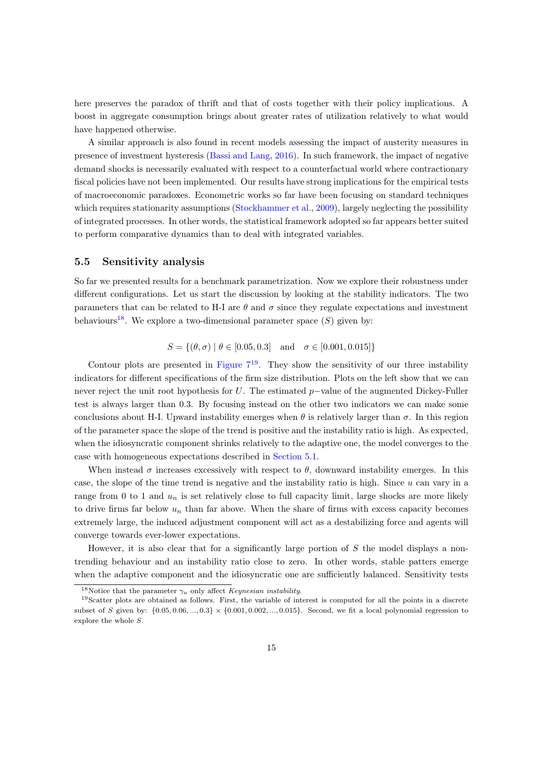here preserves the paradox of thrift and that of costs together with their policy implications. A boost in aggregate consumption brings about greater rates of utilization relatively to what would have happened otherwise.

A similar approach is also found in recent models assessing the impact of austerity measures in presence of investment hysteresis (Bassi and Lang, 2016). In such framework, the impact of negative demand shocks is necessarily evaluated with respect to a counterfactual world where contractionary fiscal policies have not been implemented. Our results have strong implications for the empirical tests of macroeconomic paradoxes. Econometric works so far have been focusing on standard techniques which requires stationarity assumptions (Stockhammer et al., 2009), largely neglecting the possibility of integrated processes. In other words, the statistical framework adopted so far appears better suited to perform comparative dynamics than to deal with integrated variables.

### 5.5 Sensitivity analysis

So far we presented results for a benchmark parametrization. Now we explore their robustness under different configurations. Let us start the discussion by looking at the stability indicators. The two parameters that can be related to H-I are $\theta$ and $\sigma$ since they regulate expectations and investment behaviours[18]. We explore a two-dimensional parameter space ($S$) given by:

$$S = \{(\theta, \sigma) \mid \theta \in [0.05, 0.3] \quad \text{and} \quad \sigma \in [0.001, 0.015]\}$$

Contour plots are presented in Figure 7[19]. They show the sensitivity of our three instability indicators for different specifications of the firm size distribution. Plots on the left show that we can never reject the unit root hypothesis for $U$. The estimated $p-$value of the augmented Dickey-Fuller test is always larger than 0.3. By focusing instead on the other two indicators we can make some conclusions about H-I. Upward instability emerges when $\theta$ is relatively larger than $\sigma$. In this region of the parameter space the slope of the trend is positive and the instability ratio is high. As expected, when the idiosyncratic component shrinks relatively to the adaptive one, the model converges to the case with homogeneous expectations described in Section 5.1.

When instead $\sigma$ increases excessively with respect to $\theta$, downward instability emerges. In this case, the slope of the time trend is negative and the instability ratio is high. Since $u$ can vary in a range from 0 to 1 and $u_n$ is set relatively close to full capacity limit, large shocks are more likely to drive firms far below $u_n$ than far above. When the share of firms with excess capacity becomes extremely large, the induced adjustment component will act as a destabilizing force and agents will converge towards ever-lower expectations.

However, it is also clear that for a significantly large portion of $S$ the model displays a non-trending behaviour and an instability ratio close to zero. In other words, stable patters emerge when the adaptive component and the idiosyncratic one are sufficiently balanced. Sensitivity tests

[18] Notice that the parameter $\gamma_u$ only affect *Keynesian instability*.

[19] Scatter plots are obtained as follows. First, the variable of interest is computed for all the points in a discrete subset of $S$ given by: $\{0.05, 0.06, ..., 0.3\} \times \{0.001, 0.002, ..., 0.015\}$. Second, we fit a local polynomial regression to explore the whole $S$.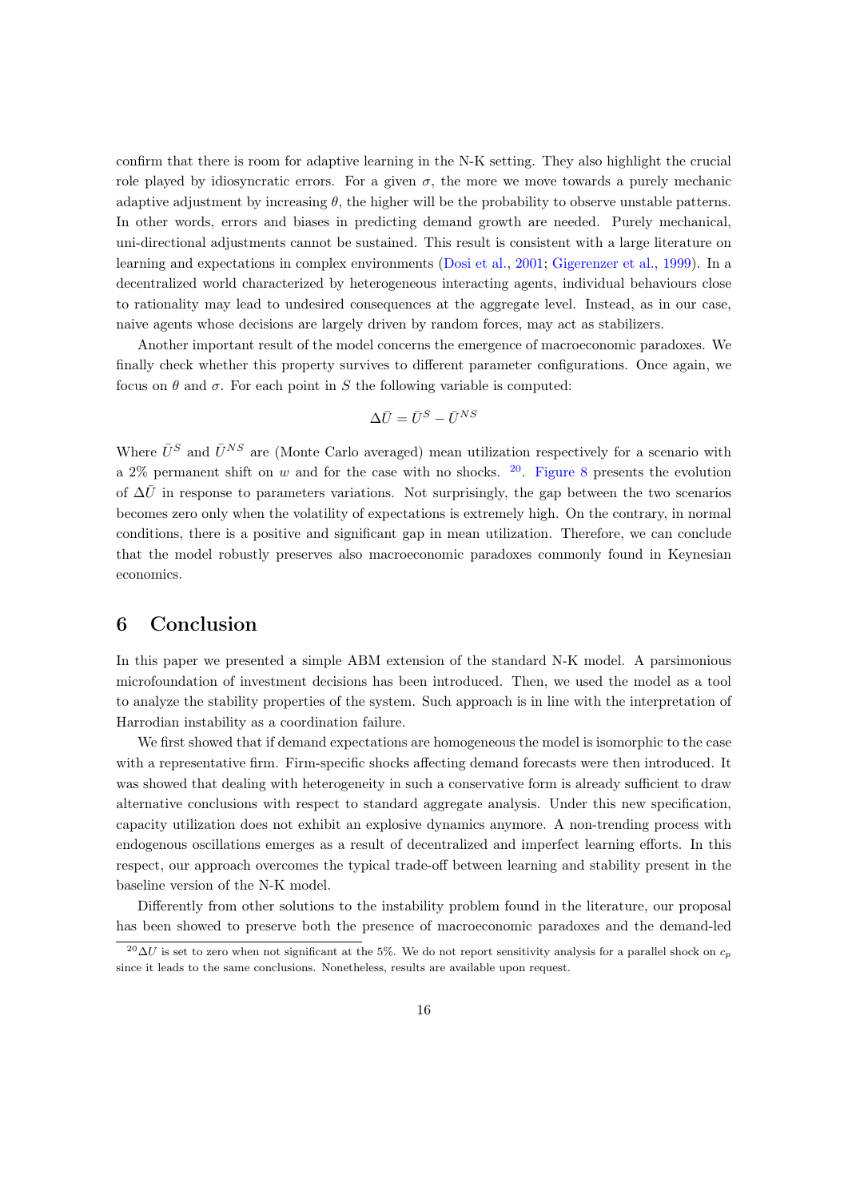confirm that there is room for adaptive learning in the N-K setting. They also highlight the crucial role played by idiosyncratic errors. For a given $\sigma$, the more we move towards a purely mechanic adaptive adjustment by increasing $\theta$, the higher will be the probability to observe unstable patterns. In other words, errors and biases in predicting demand growth are needed. Purely mechanical, uni-directional adjustments cannot be sustained. This result is consistent with a large literature on learning and expectations in complex environments (Dosi et al., 2001; Gigerenzer et al., 1999). In a decentralized world characterized by heterogeneous interacting agents, individual behaviours close to rationality may lead to undesired consequences at the aggregate level. Instead, as in our case, naive agents whose decisions are largely driven by random forces, may act as stabilizers.

Another important result of the model concerns the emergence of macroeconomic paradoxes. We finally check whether this property survives to different parameter configurations. Once again, we focus on $\theta$ and $\sigma$. For each point in $S$ the following variable is computed:

$$\Delta\bar{U} = \bar{U}^S - \bar{U}^{NS}$$

Where $\bar{U}^S$ and $\bar{U}^{NS}$ are (Monte Carlo averaged) mean utilization respectively for a scenario with a 2% permanent shift on $w$ and for the case with no shocks. [20]. Figure 8 presents the evolution of $\Delta\bar{U}$ in response to parameters variations. Not surprisingly, the gap between the two scenarios becomes zero only when the volatility of expectations is extremely high. On the contrary, in normal conditions, there is a positive and significant gap in mean utilization. Therefore, we can conclude that the model robustly preserves also macroeconomic paradoxes commonly found in Keynesian economics.

# 6 Conclusion

In this paper we presented a simple ABM extension of the standard N-K model. A parsimonious microfoundation of investment decisions has been introduced. Then, we used the model as a tool to analyze the stability properties of the system. Such approach is in line with the interpretation of Harrodian instability as a coordination failure.

We first showed that if demand expectations are homogeneous the model is isomorphic to the case with a representative firm. Firm-specific shocks affecting demand forecasts were then introduced. It was showed that dealing with heterogeneity in such a conservative form is already sufficient to draw alternative conclusions with respect to standard aggregate analysis. Under this new specification, capacity utilization does not exhibit an explosive dynamics anymore. A non-trending process with endogenous oscillations emerges as a result of decentralized and imperfect learning efforts. In this respect, our approach overcomes the typical trade-off between learning and stability present in the baseline version of the N-K model.

Differently from other solutions to the instability problem found in the literature, our proposal has been showed to preserve both the presence of macroeconomic paradoxes and the demand-led

[20] $\Delta U$ is set to zero when not significant at the 5%. We do not report sensitivity analysis for a parallel shock on $c_p$ since it leads to the same conclusions. Nonetheless, results are available upon request.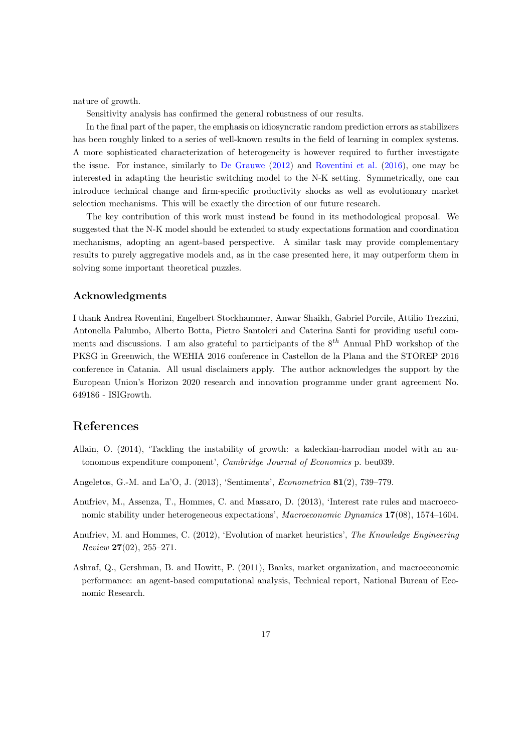nature of growth.

Sensitivity analysis has confirmed the general robustness of our results.

In the final part of the paper, the emphasis on idiosyncratic random prediction errors as stabilizers has been roughly linked to a series of well-known results in the field of learning in complex systems. A more sophisticated characterization of heterogeneity is however required to further investigate the issue. For instance, similarly to De Grauwe (2012) and Roventini et al. (2016), one may be interested in adapting the heuristic switching model to the N-K setting. Symmetrically, one can introduce technical change and firm-specific productivity shocks as well as evolutionary market selection mechanisms. This will be exactly the direction of our future research.

The key contribution of this work must instead be found in its methodological proposal. We suggested that the N-K model should be extended to study expectations formation and coordination mechanisms, adopting an agent-based perspective. A similar task may provide complementary results to purely aggregative models and, as in the case presented here, it may outperform them in solving some important theoretical puzzles.

### Acknowledgments

I thank Andrea Roventini, Engelbert Stockhammer, Anwar Shaikh, Gabriel Porcile, Attilio Trezzini, Antonella Palumbo, Alberto Botta, Pietro Santoleri and Caterina Santi for providing useful comments and discussions. I am also grateful to participants of the $8^{th}$ Annual PhD workshop of the PKSG in Greenwich, the WEHIA 2016 conference in Castellon de la Plana and the STOREP 2016 conference in Catania. All usual disclaimers apply. The author acknowledges the support by the European Union's Horizon 2020 research and innovation programme under grant agreement No. 649186 - ISIGrowth.

## References

Allain, O. (2014), 'Tackling the instability of growth: a kaleckian-harrodian model with an autonomous expenditure component', *Cambridge Journal of Economics* p. beu039.

Angeletos, G.-M. and La'O, J. (2013), 'Sentiments', *Econometrica* **81**(2), 739–779.

Anufriev, M., Assenza, T., Hommes, C. and Massaro, D. (2013), 'Interest rate rules and macroeconomic stability under heterogeneous expectations', *Macroeconomic Dynamics* **17**(08), 1574–1604.

Anufriev, M. and Hommes, C. (2012), 'Evolution of market heuristics', *The Knowledge Engineering Review* **27**(02), 255–271.

Ashraf, Q., Gershman, B. and Howitt, P. (2011), Banks, market organization, and macroeconomic performance: an agent-based computational analysis, Technical report, National Bureau of Economic Research.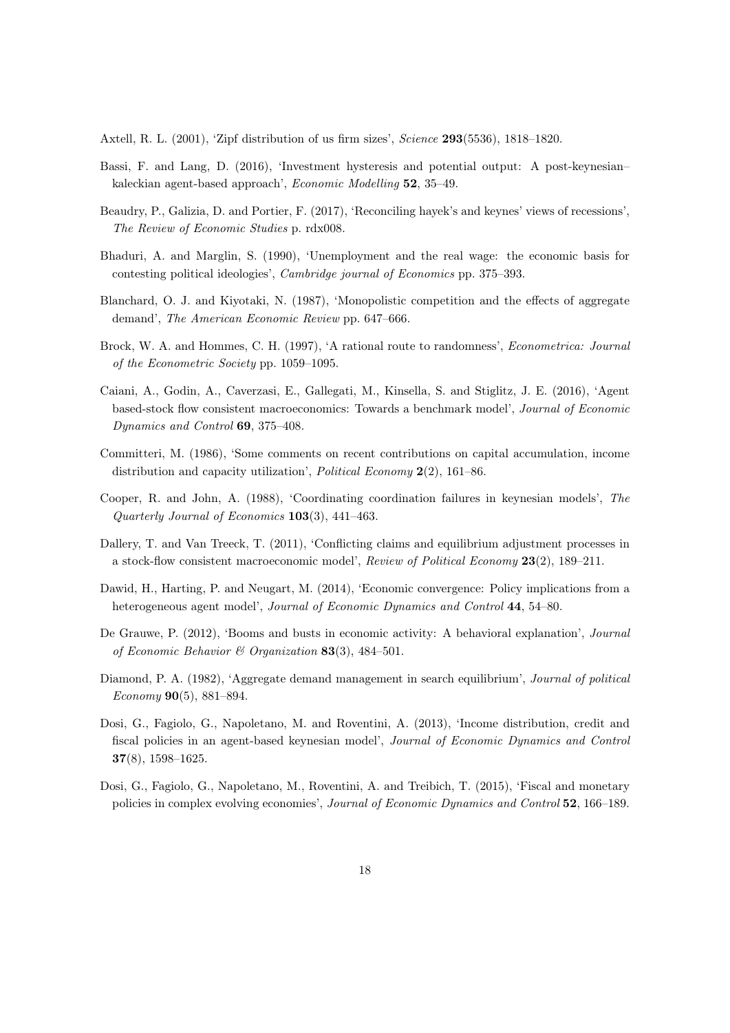Axtell, R. L. (2001), 'Zipf distribution of us firm sizes', *Science* **293**(5536), 1818–1820.

Bassi, F. and Lang, D. (2016), 'Investment hysteresis and potential output: A post-keynesian–kaleckian agent-based approach', *Economic Modelling* **52**, 35–49.

Beaudry, P., Galizia, D. and Portier, F. (2017), 'Reconciling hayek's and keynes' views of recessions', *The Review of Economic Studies* p. rdx008.

Bhaduri, A. and Marglin, S. (1990), 'Unemployment and the real wage: the economic basis for contesting political ideologies', *Cambridge journal of Economics* pp. 375–393.

Blanchard, O. J. and Kiyotaki, N. (1987), 'Monopolistic competition and the effects of aggregate demand', *The American Economic Review* pp. 647–666.

Brock, W. A. and Hommes, C. H. (1997), 'A rational route to randomness', *Econometrica: Journal of the Econometric Society* pp. 1059–1095.

Caiani, A., Godin, A., Caverzasi, E., Gallegati, M., Kinsella, S. and Stiglitz, J. E. (2016), 'Agent based-stock flow consistent macroeconomics: Towards a benchmark model', *Journal of Economic Dynamics and Control* **69**, 375–408.

Committeri, M. (1986), 'Some comments on recent contributions on capital accumulation, income distribution and capacity utilization', *Political Economy* **2**(2), 161–86.

Cooper, R. and John, A. (1988), 'Coordinating coordination failures in keynesian models', *The Quarterly Journal of Economics* **103**(3), 441–463.

Dallery, T. and Van Treeck, T. (2011), 'Conflicting claims and equilibrium adjustment processes in a stock-flow consistent macroeconomic model', *Review of Political Economy* **23**(2), 189–211.

Dawid, H., Harting, P. and Neugart, M. (2014), 'Economic convergence: Policy implications from a heterogeneous agent model', *Journal of Economic Dynamics and Control* **44**, 54–80.

De Grauwe, P. (2012), 'Booms and busts in economic activity: A behavioral explanation', *Journal of Economic Behavior & Organization* **83**(3), 484–501.

Diamond, P. A. (1982), 'Aggregate demand management in search equilibrium', *Journal of political Economy* **90**(5), 881–894.

Dosi, G., Fagiolo, G., Napoletano, M. and Roventini, A. (2013), 'Income distribution, credit and fiscal policies in an agent-based keynesian model', *Journal of Economic Dynamics and Control* **37**(8), 1598–1625.

Dosi, G., Fagiolo, G., Napoletano, M., Roventini, A. and Treibich, T. (2015), 'Fiscal and monetary policies in complex evolving economies', *Journal of Economic Dynamics and Control* **52**, 166–189.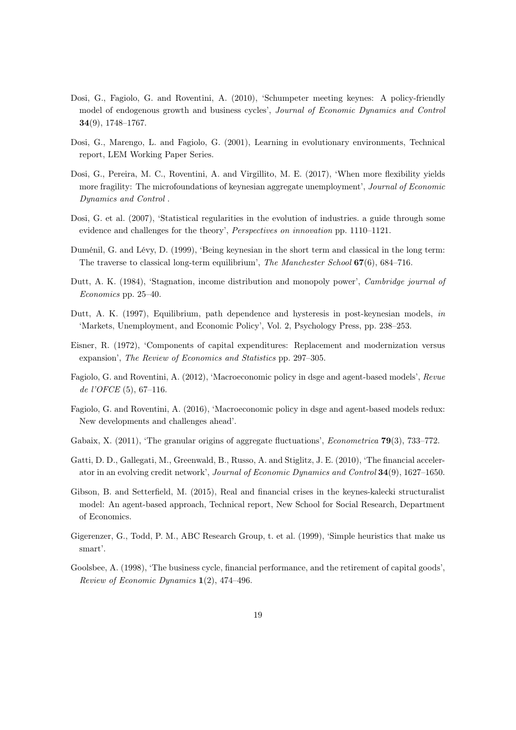Dosi, G., Fagiolo, G. and Roventini, A. (2010), 'Schumpeter meeting keynes: A policy-friendly model of endogenous growth and business cycles', *Journal of Economic Dynamics and Control* **34**(9), 1748–1767.

Dosi, G., Marengo, L. and Fagiolo, G. (2001), Learning in evolutionary environments, Technical report, LEM Working Paper Series.

Dosi, G., Pereira, M. C., Roventini, A. and Virgillito, M. E. (2017), 'When more flexibility yields more fragility: The microfoundations of keynesian aggregate unemployment', *Journal of Economic Dynamics and Control* .

Dosi, G. et al. (2007), 'Statistical regularities in the evolution of industries. a guide through some evidence and challenges for the theory', *Perspectives on innovation* pp. 1110–1121.

Duménil, G. and Lévy, D. (1999), 'Being keynesian in the short term and classical in the long term: The traverse to classical long-term equilibrium', *The Manchester School* **67**(6), 684–716.

Dutt, A. K. (1984), 'Stagnation, income distribution and monopoly power', *Cambridge journal of Economics* pp. 25–40.

Dutt, A. K. (1997), Equilibrium, path dependence and hysteresis in post-keynesian models, *in* 'Markets, Unemployment, and Economic Policy', Vol. 2, Psychology Press, pp. 238–253.

Eisner, R. (1972), 'Components of capital expenditures: Replacement and modernization versus expansion', *The Review of Economics and Statistics* pp. 297–305.

Fagiolo, G. and Roventini, A. (2012), 'Macroeconomic policy in dsge and agent-based models', *Revue de l'OFCE* (5), 67–116.

Fagiolo, G. and Roventini, A. (2016), 'Macroeconomic policy in dsge and agent-based models redux: New developments and challenges ahead'.

Gabaix, X. (2011), 'The granular origins of aggregate fluctuations', *Econometrica* **79**(3), 733–772.

Gatti, D. D., Gallegati, M., Greenwald, B., Russo, A. and Stiglitz, J. E. (2010), 'The financial accelerator in an evolving credit network', *Journal of Economic Dynamics and Control* **34**(9), 1627–1650.

Gibson, B. and Setterfield, M. (2015), Real and financial crises in the keynes-kalecki structuralist model: An agent-based approach, Technical report, New School for Social Research, Department of Economics.

Gigerenzer, G., Todd, P. M., ABC Research Group, t. et al. (1999), 'Simple heuristics that make us smart'.

Goolsbee, A. (1998), 'The business cycle, financial performance, and the retirement of capital goods', *Review of Economic Dynamics* **1**(2), 474–496.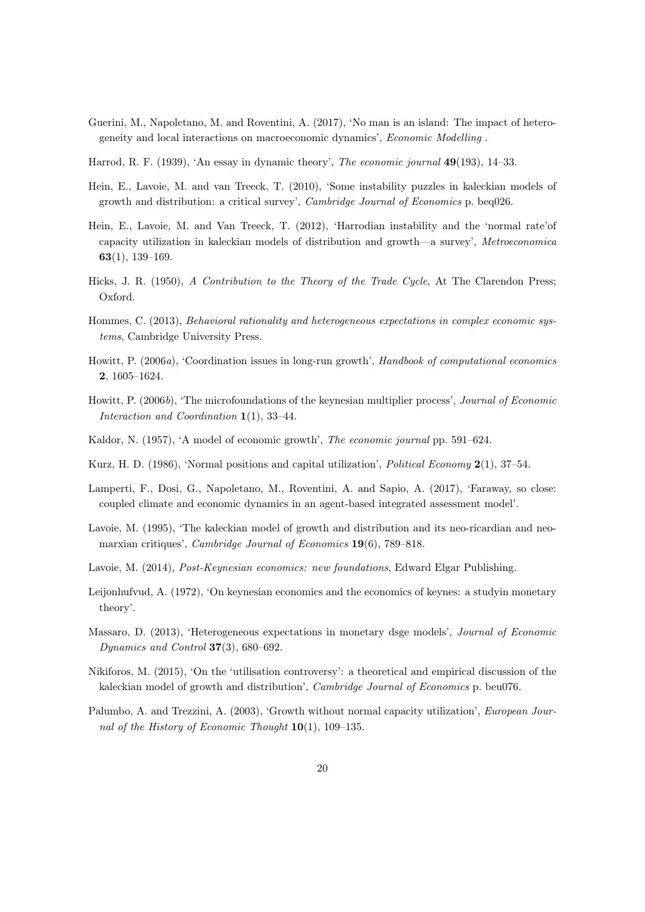Guerini, M., Napoletano, M. and Roventini, A. (2017), 'No man is an island: The impact of heterogeneity and local interactions on macroeconomic dynamics', *Economic Modelling* .

Harrod, R. F. (1939), 'An essay in dynamic theory', *The economic journal* **49**(193), 14–33.

Hein, E., Lavoie, M. and van Treeck, T. (2010), 'Some instability puzzles in kaleckian models of growth and distribution: a critical survey', *Cambridge Journal of Economics* p. beq026.

Hein, E., Lavoie, M. and Van Treeck, T. (2012), 'Harrodian instability and the 'normal rate'of capacity utilization in kaleckian models of distribution and growth—a survey', *Metroeconomica* **63**(1), 139–169.

Hicks, J. R. (1950), *A Contribution to the Theory of the Trade Cycle*, At The Clarendon Press; Oxford.

Hommes, C. (2013), *Behavioral rationality and heterogeneous expectations in complex economic systems*, Cambridge University Press.

Howitt, P. (2006*a*), 'Coordination issues in long-run growth', *Handbook of computational economics* **2**, 1605–1624.

Howitt, P. (2006*b*), 'The microfoundations of the keynesian multiplier process', *Journal of Economic Interaction and Coordination* **1**(1), 33–44.

Kaldor, N. (1957), 'A model of economic growth', *The economic journal* pp. 591–624.

Kurz, H. D. (1986), 'Normal positions and capital utilization', *Political Economy* **2**(1), 37–54.

Lamperti, F., Dosi, G., Napoletano, M., Roventini, A. and Sapio, A. (2017), 'Faraway, so close: coupled climate and economic dynamics in an agent-based integrated assessment model'.

Lavoie, M. (1995), 'The kaleckian model of growth and distribution and its neo-ricardian and neo-marxian critiques', *Cambridge Journal of Economics* **19**(6), 789–818.

Lavoie, M. (2014), *Post-Keynesian economics: new foundations*, Edward Elgar Publishing.

Leijonhufvud, A. (1972), 'On keynesian economics and the economics of keynes: a studyin monetary theory'.

Massaro, D. (2013), 'Heterogeneous expectations in monetary dsge models', *Journal of Economic Dynamics and Control* **37**(3), 680–692.

Nikiforos, M. (2015), 'On the 'utilisation controversy': a theoretical and empirical discussion of the kaleckian model of growth and distribution', *Cambridge Journal of Economics* p. beu076.

Palumbo, A. and Trezzini, A. (2003), 'Growth without normal capacity utilization', *European Journal of the History of Economic Thought* **10**(1), 109–135.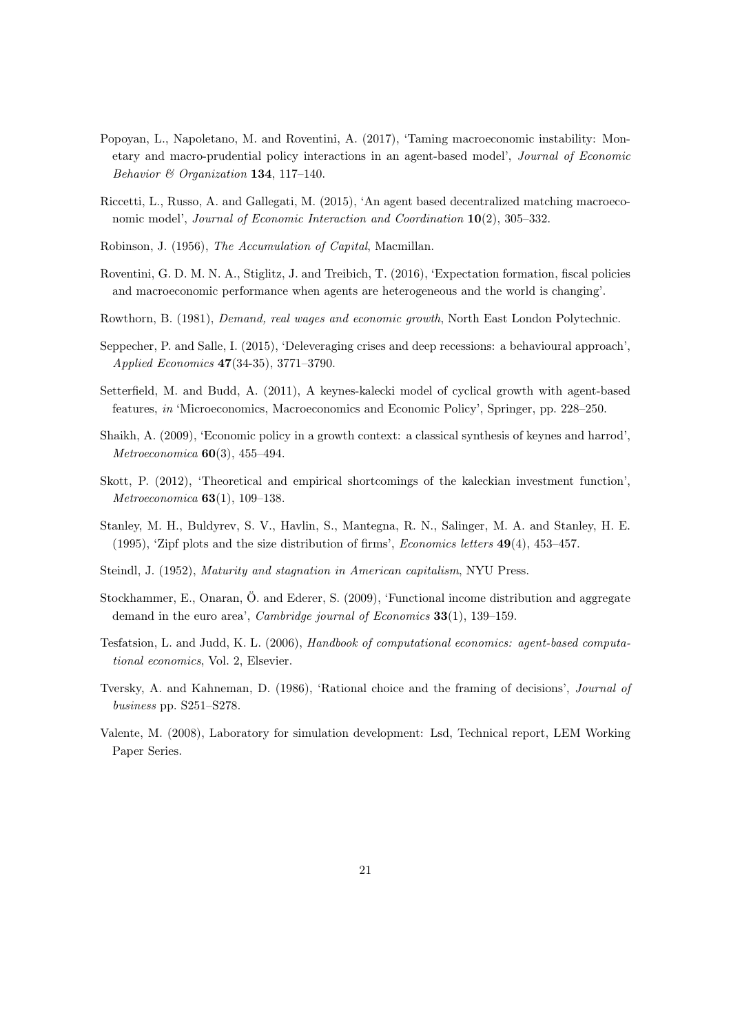Popoyan, L., Napoletano, M. and Roventini, A. (2017), 'Taming macroeconomic instability: Monetary and macro-prudential policy interactions in an agent-based model', *Journal of Economic Behavior & Organization* **134**, 117–140.

Riccetti, L., Russo, A. and Gallegati, M. (2015), 'An agent based decentralized matching macroeconomic model', *Journal of Economic Interaction and Coordination* **10**(2), 305–332.

Robinson, J. (1956), *The Accumulation of Capital*, Macmillan.

Roventini, G. D. M. N. A., Stiglitz, J. and Treibich, T. (2016), 'Expectation formation, fiscal policies and macroeconomic performance when agents are heterogeneous and the world is changing'.

Rowthorn, B. (1981), *Demand, real wages and economic growth*, North East London Polytechnic.

Seppecher, P. and Salle, I. (2015), 'Deleveraging crises and deep recessions: a behavioural approach', *Applied Economics* **47**(34-35), 3771–3790.

Setterfield, M. and Budd, A. (2011), A keynes-kalecki model of cyclical growth with agent-based features, *in* 'Microeconomics, Macroeconomics and Economic Policy', Springer, pp. 228–250.

Shaikh, A. (2009), 'Economic policy in a growth context: a classical synthesis of keynes and harrod', *Metroeconomica* **60**(3), 455–494.

Skott, P. (2012), 'Theoretical and empirical shortcomings of the kaleckian investment function', *Metroeconomica* **63**(1), 109–138.

Stanley, M. H., Buldyrev, S. V., Havlin, S., Mantegna, R. N., Salinger, M. A. and Stanley, H. E. (1995), 'Zipf plots and the size distribution of firms', *Economics letters* **49**(4), 453–457.

Steindl, J. (1952), *Maturity and stagnation in American capitalism*, NYU Press.

Stockhammer, E., Onaran, Ö. and Ederer, S. (2009), 'Functional income distribution and aggregate demand in the euro area', *Cambridge journal of Economics* **33**(1), 139–159.

Tesfatsion, L. and Judd, K. L. (2006), *Handbook of computational economics: agent-based computational economics*, Vol. 2, Elsevier.

Tversky, A. and Kahneman, D. (1986), 'Rational choice and the framing of decisions', *Journal of business* pp. S251–S278.

Valente, M. (2008), Laboratory for simulation development: Lsd, Technical report, LEM Working Paper Series.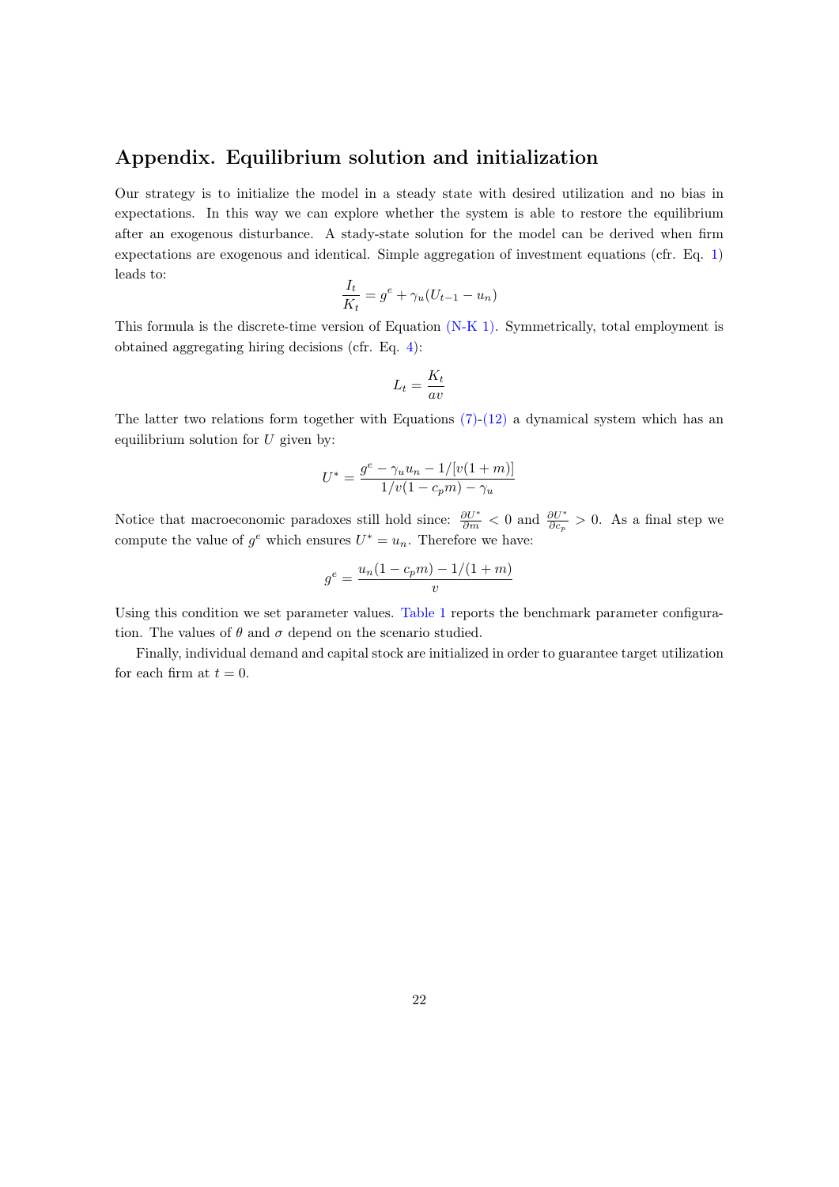## Appendix. Equilibrium solution and initialization

Our strategy is to initialize the model in a steady state with desired utilization and no bias in expectations. In this way we can explore whether the system is able to restore the equilibrium after an exogenous disturbance. A stady-state solution for the model can be derived when firm expectations are exogenous and identical. Simple aggregation of investment equations (cfr. Eq. 1) leads to:

$$\frac{I_t}{K_t} = g^e + \gamma_u(U_{t-1} - u_n)$$

This formula is the discrete-time version of Equation (N-K 1). Symmetrically, total employment is obtained aggregating hiring decisions (cfr. Eq. 4):

$$L_t = \frac{K_t}{av}$$

The latter two relations form together with Equations (7)-(12) a dynamical system which has an equilibrium solution for $U$ given by:

$$U^* = \frac{g^e - \gamma_u u_n - 1/[v(1+m)]}{1/v(1 - c_p m) - \gamma_u}$$

Notice that macroeconomic paradoxes still hold since: $\frac{\partial U^*}{\partial m} < 0$ and $\frac{\partial U^*}{\partial c_p} > 0$. As a final step we compute the value of $g^e$ which ensures $U^* = u_n$. Therefore we have:

$$g^e = \frac{u_n(1 - c_p m) - 1/(1+m)}{v}$$

Using this condition we set parameter values. Table 1 reports the benchmark parameter configuration. The values of $\theta$ and $\sigma$ depend on the scenario studied.

Finally, individual demand and capital stock are initialized in order to guarantee target utilization for each firm at $t = 0$.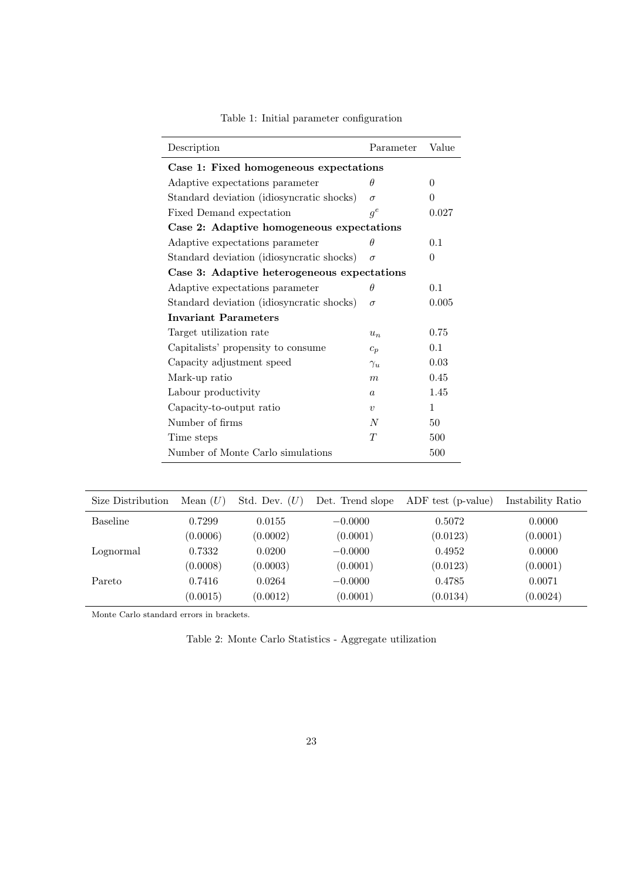Table 1: Initial parameter configuration

| Description | Parameter | Value |
|---|---|---|
| **Case 1: Fixed homogeneous expectations** | | |
| Adaptive expectations parameter | $\theta$ | 0 |
| Standard deviation (idiosyncratic shocks) | $\sigma$ | 0 |
| Fixed Demand expectation | $g^e$ | 0.027 |
| **Case 2: Adaptive homogeneous expectations** | | |
| Adaptive expectations parameter | $\theta$ | 0.1 |
| Standard deviation (idiosyncratic shocks) | $\sigma$ | 0 |
| **Case 3: Adaptive heterogeneous expectations** | | |
| Adaptive expectations parameter | $\theta$ | 0.1 |
| Standard deviation (idiosyncratic shocks) | $\sigma$ | 0.005 |
| **Invariant Parameters** | | |
| Target utilization rate | $u_n$ | 0.75 |
| Capitalists' propensity to consume | $c_p$ | 0.1 |
| Capacity adjustment speed | $\gamma_u$ | 0.03 |
| Mark-up ratio | $m$ | 0.45 |
| Labour productivity | $a$ | 1.45 |
| Capacity-to-output ratio | $v$ | 1 |
| Number of firms | $N$ | 50 |
| Time steps | $T$ | 500 |
| Number of Monte Carlo simulations | | 500 |

| Size Distribution | Mean ($U$) | Std. Dev. ($U$) | Det. Trend slope | ADF test (p-value) | Instability Ratio |
|---|---|---|---|---|---|
| Baseline | 0.7299 | 0.0155 | $-0.0000$ | 0.5072 | 0.0000 |
| | (0.0006) | (0.0002) | (0.0001) | (0.0123) | (0.0001) |
| Lognormal | 0.7332 | 0.0200 | $-0.0000$ | 0.4952 | 0.0000 |
| | (0.0008) | (0.0003) | (0.0001) | (0.0123) | (0.0001) |
| Pareto | 0.7416 | 0.0264 | $-0.0000$ | 0.4785 | 0.0071 |
| | (0.0015) | (0.0012) | (0.0001) | (0.0134) | (0.0024) |

Monte Carlo standard errors in brackets.

Table 2: Monte Carlo Statistics - Aggregate utilization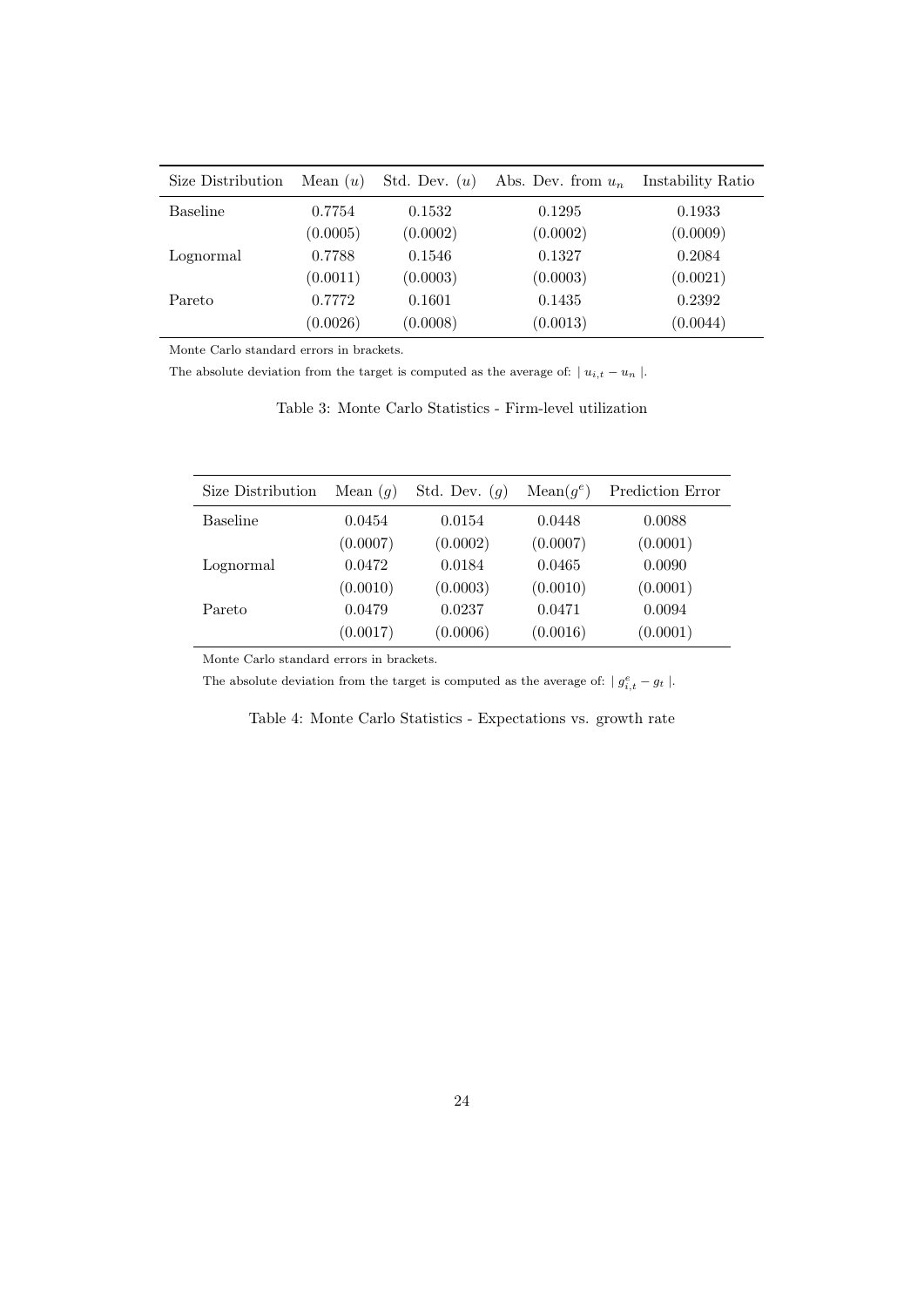| Size Distribution | Mean ($u$) | Std. Dev. ($u$) | Abs. Dev. from $u_n$ | Instability Ratio |
|---|---|---|---|---|
| Baseline | 0.7754 | 0.1532 | 0.1295 | 0.1933 |
| | (0.0005) | (0.0002) | (0.0002) | (0.0009) |
| Lognormal | 0.7788 | 0.1546 | 0.1327 | 0.2084 |
| | (0.0011) | (0.0003) | (0.0003) | (0.0021) |
| Pareto | 0.7772 | 0.1601 | 0.1435 | 0.2392 |
| | (0.0026) | (0.0008) | (0.0013) | (0.0044) |

Monte Carlo standard errors in brackets.

The absolute deviation from the target is computed as the average of: $\mid u_{i,t} - u_n \mid$.

Table 3: Monte Carlo Statistics - Firm-level utilization

| Size Distribution | Mean ($g$) | Std. Dev. ($g$) | Mean($g^e$) | Prediction Error |
|---|---|---|---|---|
| Baseline | 0.0454 | 0.0154 | 0.0448 | 0.0088 |
| | (0.0007) | (0.0002) | (0.0007) | (0.0001) |
| Lognormal | 0.0472 | 0.0184 | 0.0465 | 0.0090 |
| | (0.0010) | (0.0003) | (0.0010) | (0.0001) |
| Pareto | 0.0479 | 0.0237 | 0.0471 | 0.0094 |
| | (0.0017) | (0.0006) | (0.0016) | (0.0001) |

Monte Carlo standard errors in brackets.

The absolute deviation from the target is computed as the average of: $\mid g^e_{i,t} - g_t \mid$.

Table 4: Monte Carlo Statistics - Expectations vs. growth rate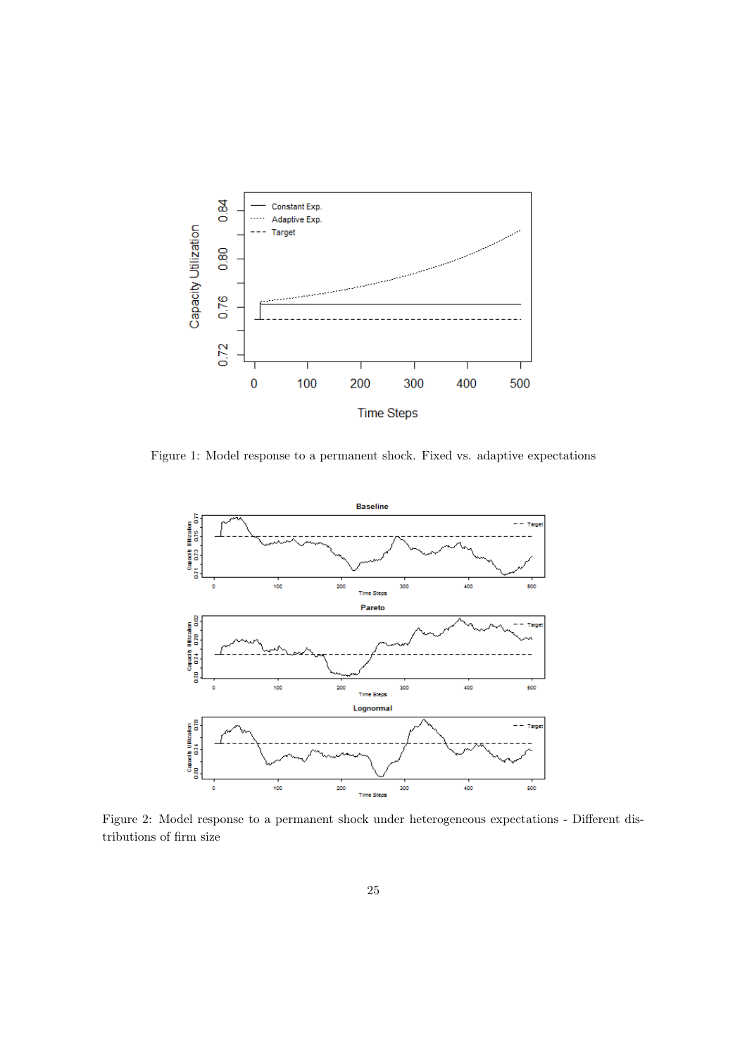Figure 1: Model response to a permanent shock. Fixed vs. adaptive expectations

Figure 2: Model response to a permanent shock under heterogeneous expectations - Different distributions of firm size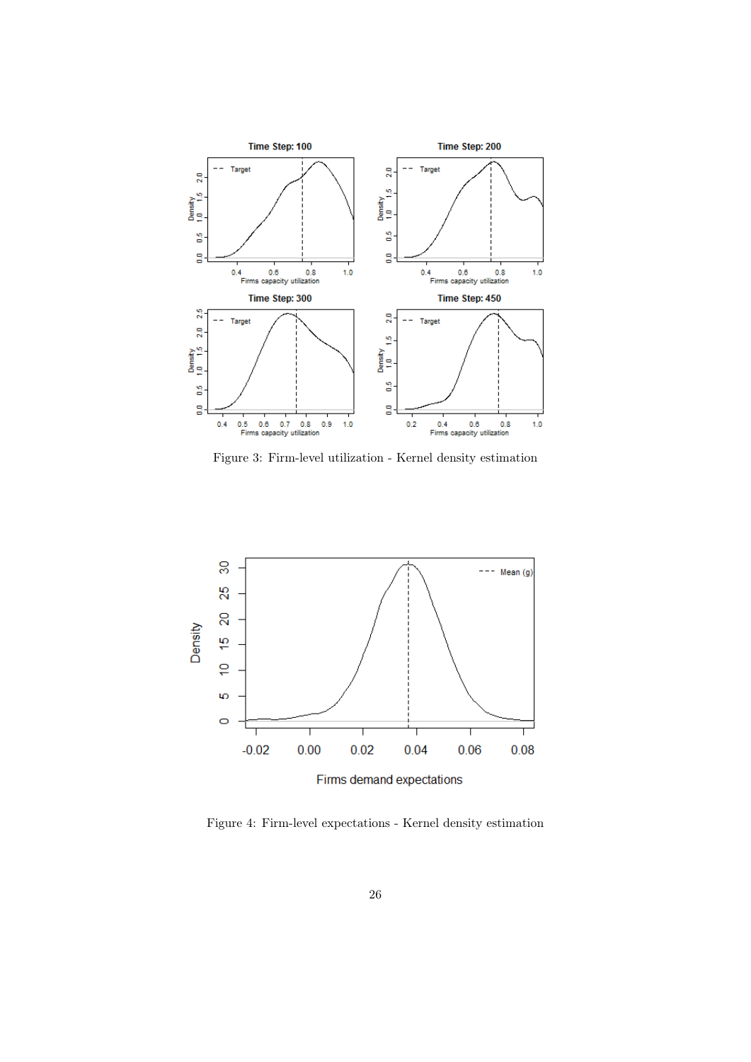Figure 3: Firm-level utilization - Kernel density estimation

Figure 4: Firm-level expectations - Kernel density estimation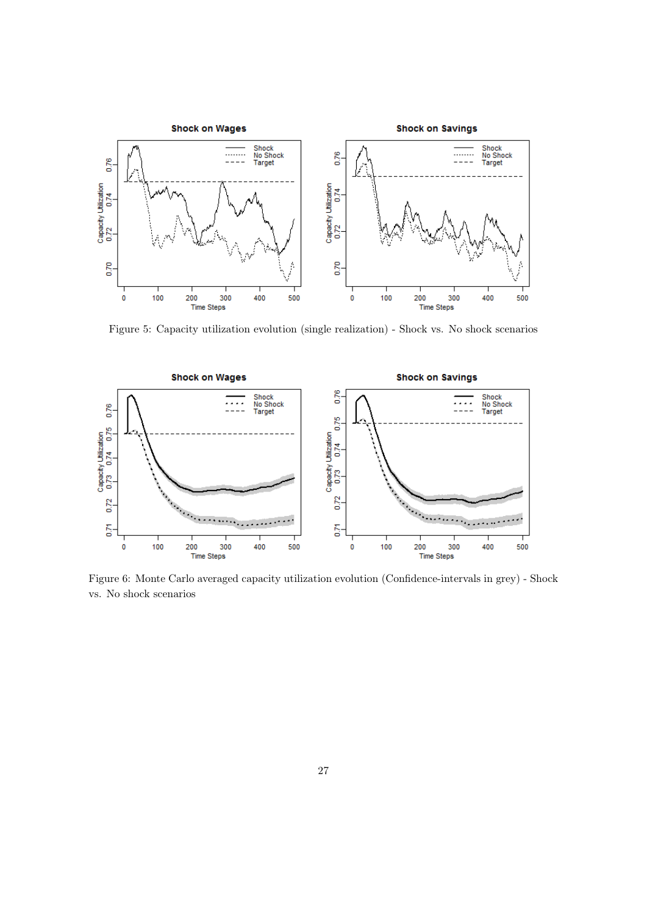Figure 5: Capacity utilization evolution (single realization) - Shock vs. No shock scenarios

Figure 6: Monte Carlo averaged capacity utilization evolution (Confidence-intervals in grey) - Shock vs. No shock scenarios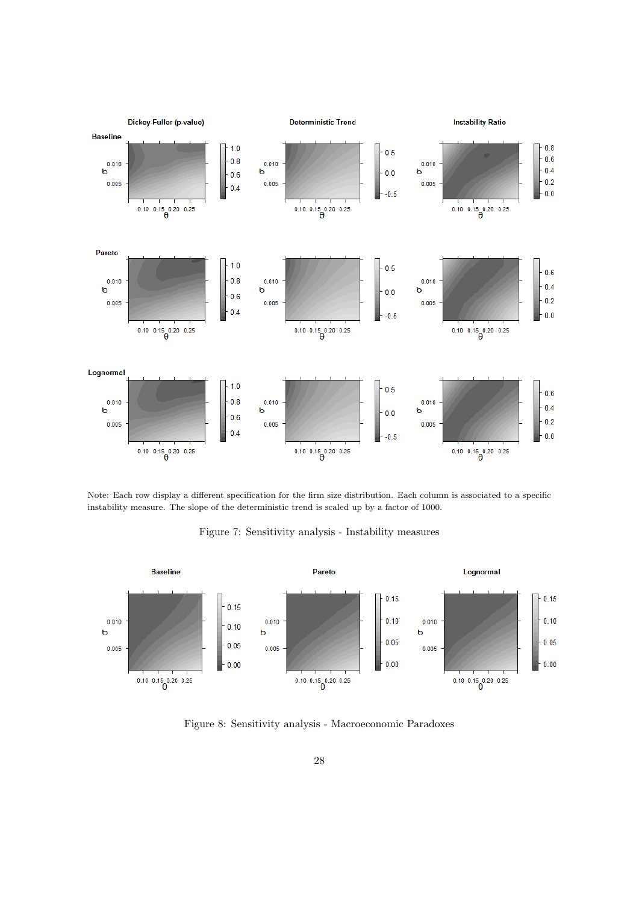Dickey-Fuller (p-value)

Deterministic Trend

Instability Ratio

Baseline

0.010
σ
0.005

0.10 0.15 0.20 0.25
θ

1.0
0.8
0.6
0.4

0.5
0.0
-0.5

0.8
0.6
0.4
0.2
0.0

Pareto

1.0
0.8
0.6
0.4

0.5
0.0
-0.5

0.6
0.4
0.2
0.0

Lognormal

1.0
0.8
0.6
0.4

0.5
0.0
-0.5

0.6
0.4
0.2
0.0

Note: Each row display a different specification for the firm size distribution. Each column is associated to a specific instability measure. The slope of the deterministic trend is scaled up by a factor of 1000.

Figure 7: Sensitivity analysis - Instability measures

Baseline

Pareto

Lognormal

0.010
σ
0.005

0.10 0.15 0.20 0.25
θ

0.15
0.10
0.05
0.00

Figure 8: Sensitivity analysis - Macroeconomic Paradoxes